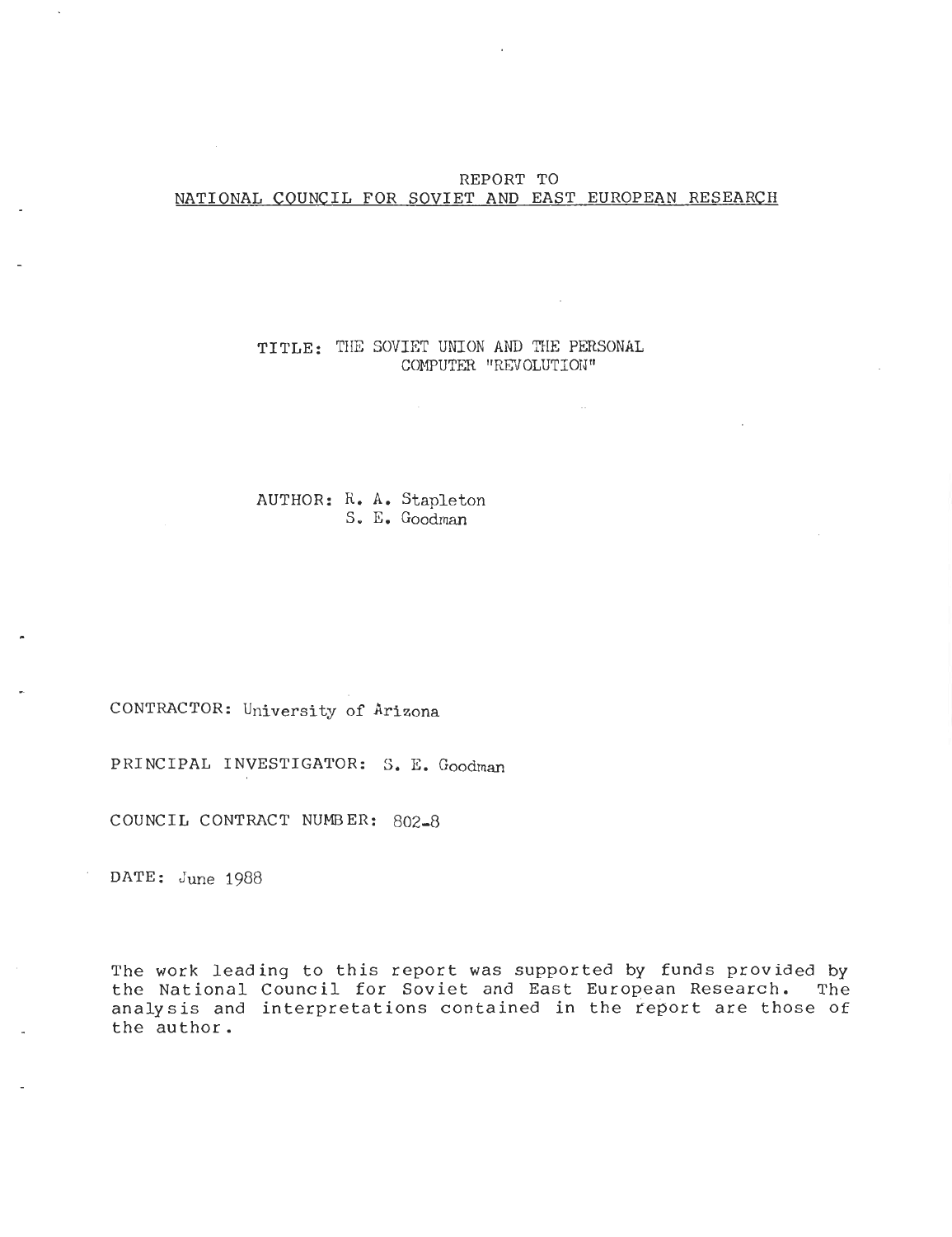REPORT TO

NATIONAL COUNCIL FOR SOVIET AND EAST EUROPEAN RESEARCH

TITLE: THE SOVIET UNION AND THE PERSONAL COMPUTER "REVOLUTION"

AUTHOR: R. A. Stapleton
S. E. Goodman

CONTRACTOR: University of Arizona

PRINCIPAL INVESTIGATOR: S. E. Goodman

COUNCIL CONTRACT NUMBER: 802-8

DATE: June 1988

The work leading to this report was supported by funds provided by the National Council for Soviet and East European Research. The analysis and interpretations contained in the report are those of the author.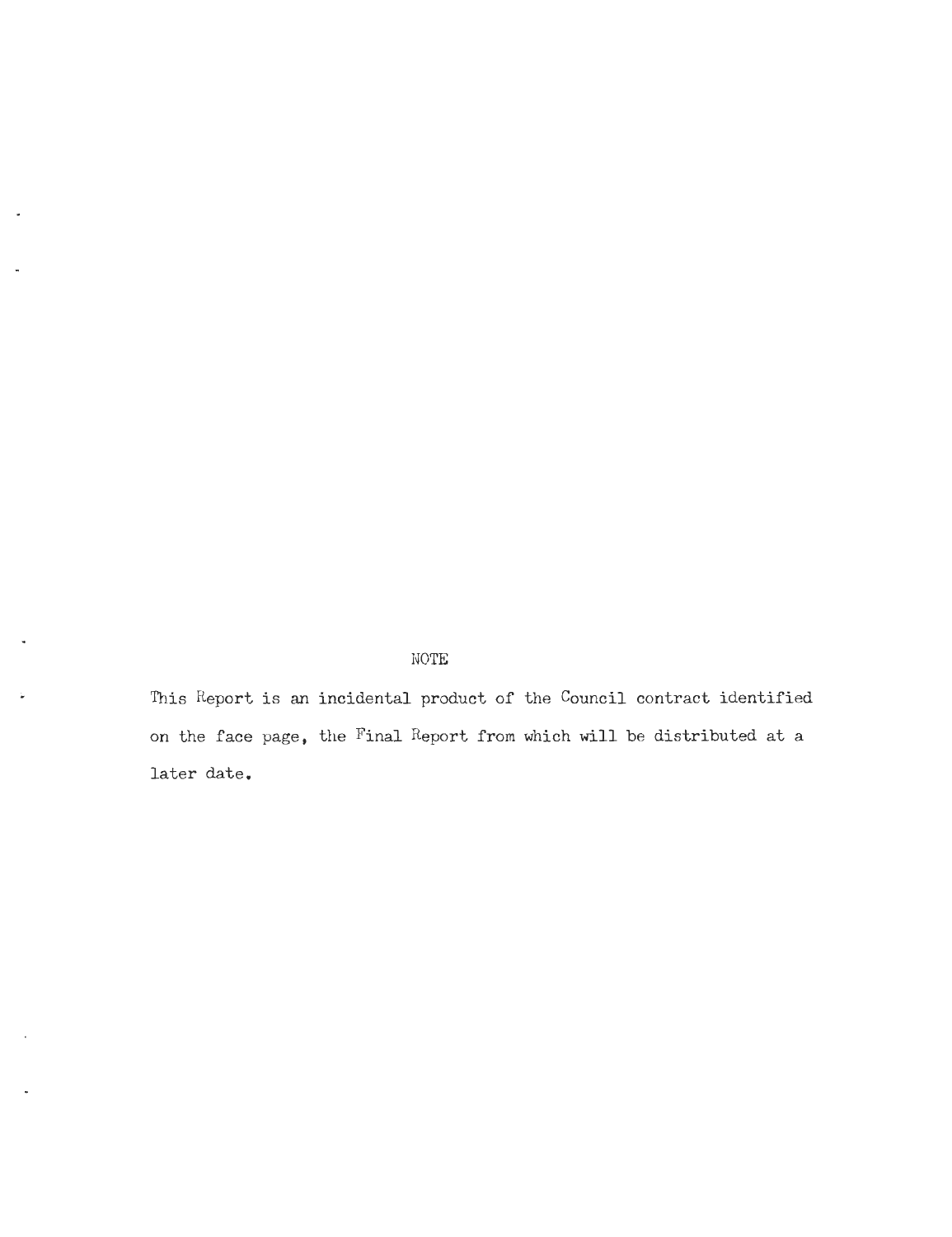NOTE

This Report is an incidental product of the Council contract identified on the face page, the Final Report from which will be distributed at a later date.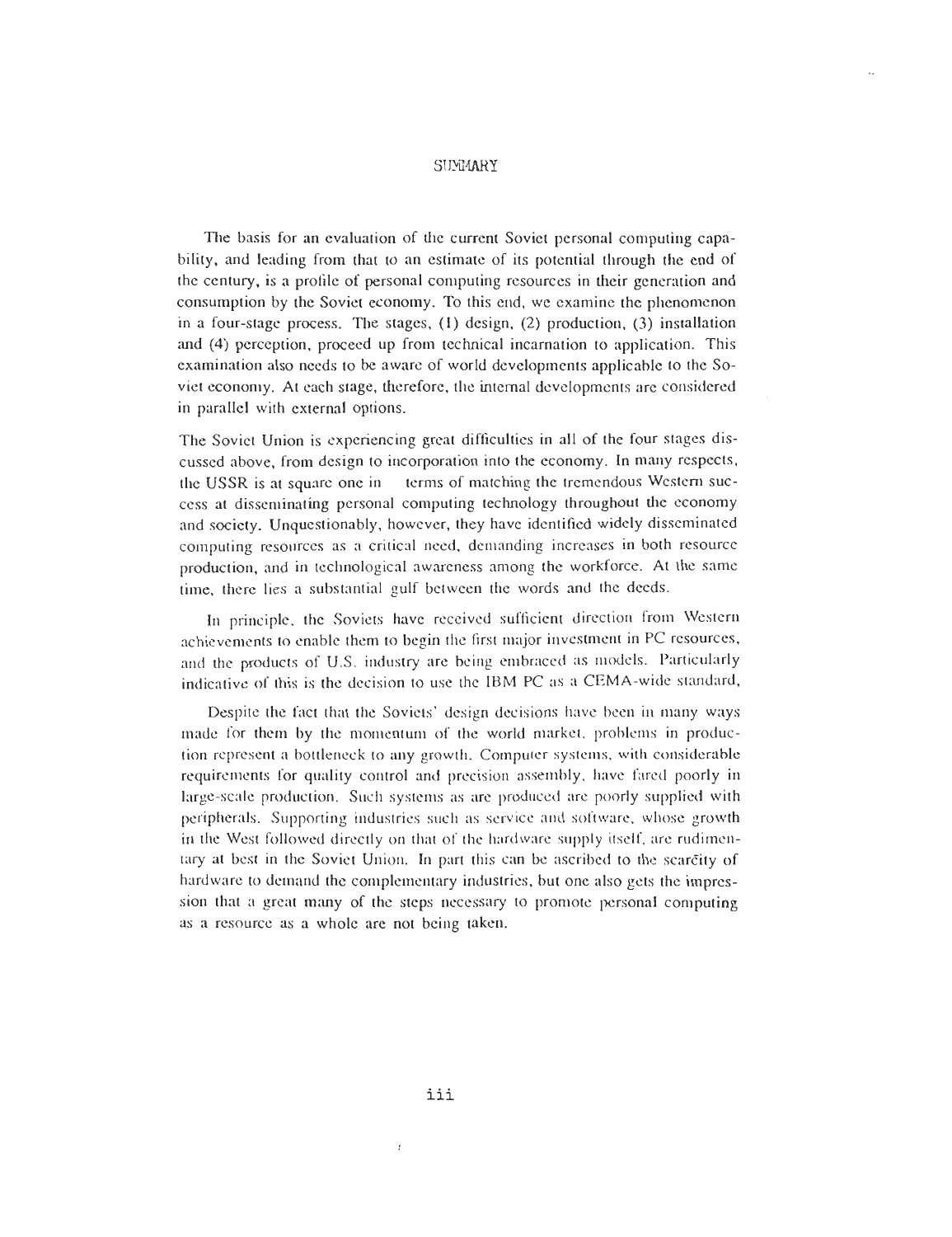## SUMMARY

The basis for an evaluation of the current Soviet personal computing capability, and leading from that to an estimate of its potential through the end of the century, is a profile of personal computing resources in their generation and consumption by the Soviet economy. To this end, we examine the phenomenon in a four-stage process. The stages, (1) design, (2) production, (3) installation and (4) perception, proceed up from technical incarnation to application. This examination also needs to be aware of world developments applicable to the Soviet economy. At each stage, therefore, the internal developments are considered in parallel with external options.

The Soviet Union is experiencing great difficulties in all of the four stages discussed above, from design to incorporation into the economy. In many respects, the USSR is at square one in terms of matching the tremendous Western success at disseminating personal computing technology throughout the economy and society. Unquestionably, however, they have identified widely disseminated computing resources as a critical need, demanding increases in both resource production, and in technological awareness among the workforce. At the same time, there lies a substantial gulf between the words and the deeds.

In principle, the Soviets have received sufficient direction from Western achievements to enable them to begin the first major investment in PC resources, and the products of U.S. industry are being embraced as models. Particularly indicative of this is the decision to use the IBM PC as a CEMA-wide standard,

Despite the fact that the Soviets' design decisions have been in many ways made for them by the momentum of the world market, problems in production represent a bottleneck to any growth. Computer systems, with considerable requirements for quality control and precision assembly, have fared poorly in large-scale production. Such systems as are produced are poorly supplied with peripherals. Supporting industries such as service and software, whose growth in the West followed directly on that of the hardware supply itself, are rudimentary at best in the Soviet Union. In part this can be ascribed to the scarcity of hardware to demand the complementary industries, but one also gets the impression that a great many of the steps necessary to promote personal computing as a resource as a whole are not being taken.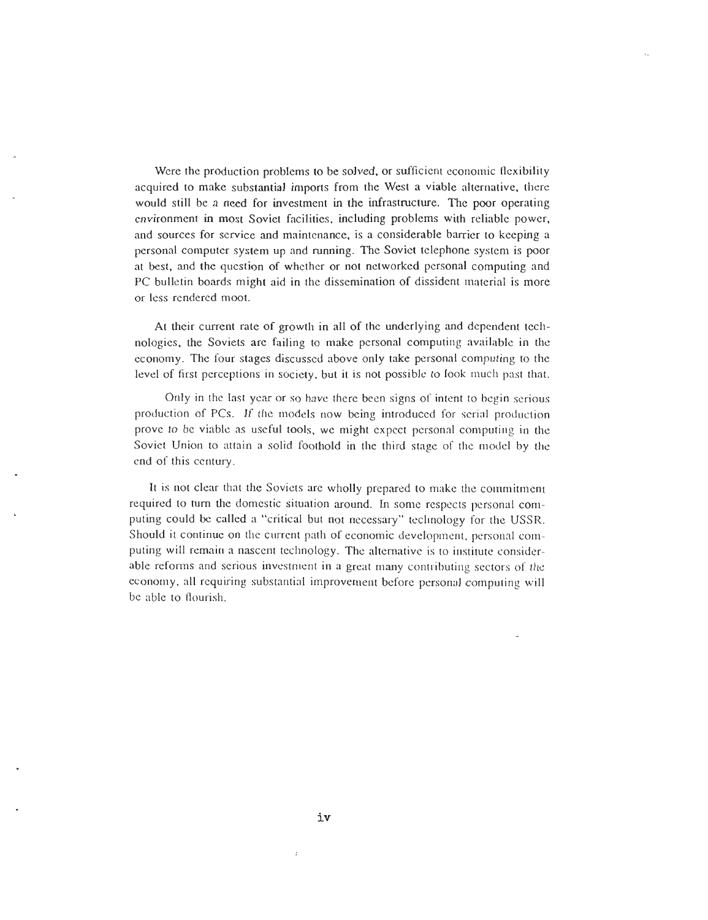Were the production problems to be solved, or sufficient economic flexibility acquired to make substantial imports from the West a viable alternative, there would still be a need for investment in the infrastructure. The poor operating environment in most Soviet facilities, including problems with reliable power, and sources for service and maintenance, is a considerable barrier to keeping a personal computer system up and running. The Soviet telephone system is poor at best, and the question of whether or not networked personal computing and PC bulletin boards might aid in the dissemination of dissident material is more or less rendered moot.

At their current rate of growth in all of the underlying and dependent technologies, the Soviets are failing to make personal computing available in the economy. The four stages discussed above only take personal computing to the level of first perceptions in society, but it is not possible to look much past that.

Only in the last year or so have there been signs of intent to begin serious production of PCs. *If* the models now being introduced for serial production prove to be viable as useful tools, we might expect personal computing in the Soviet Union to attain a solid foothold in the third stage of the model by the end of this century.

It is not clear that the Soviets are wholly prepared to make the commitment required to turn the domestic situation around. In some respects personal computing could be called a "critical but not necessary" technology for the USSR. Should it continue on the current path of economic development, personal computing will remain a nascent technology. The alternative is to institute considerable reforms and serious investment in a great many contributing sectors of the economy, all requiring substantial improvement before personal computing will be able to flourish.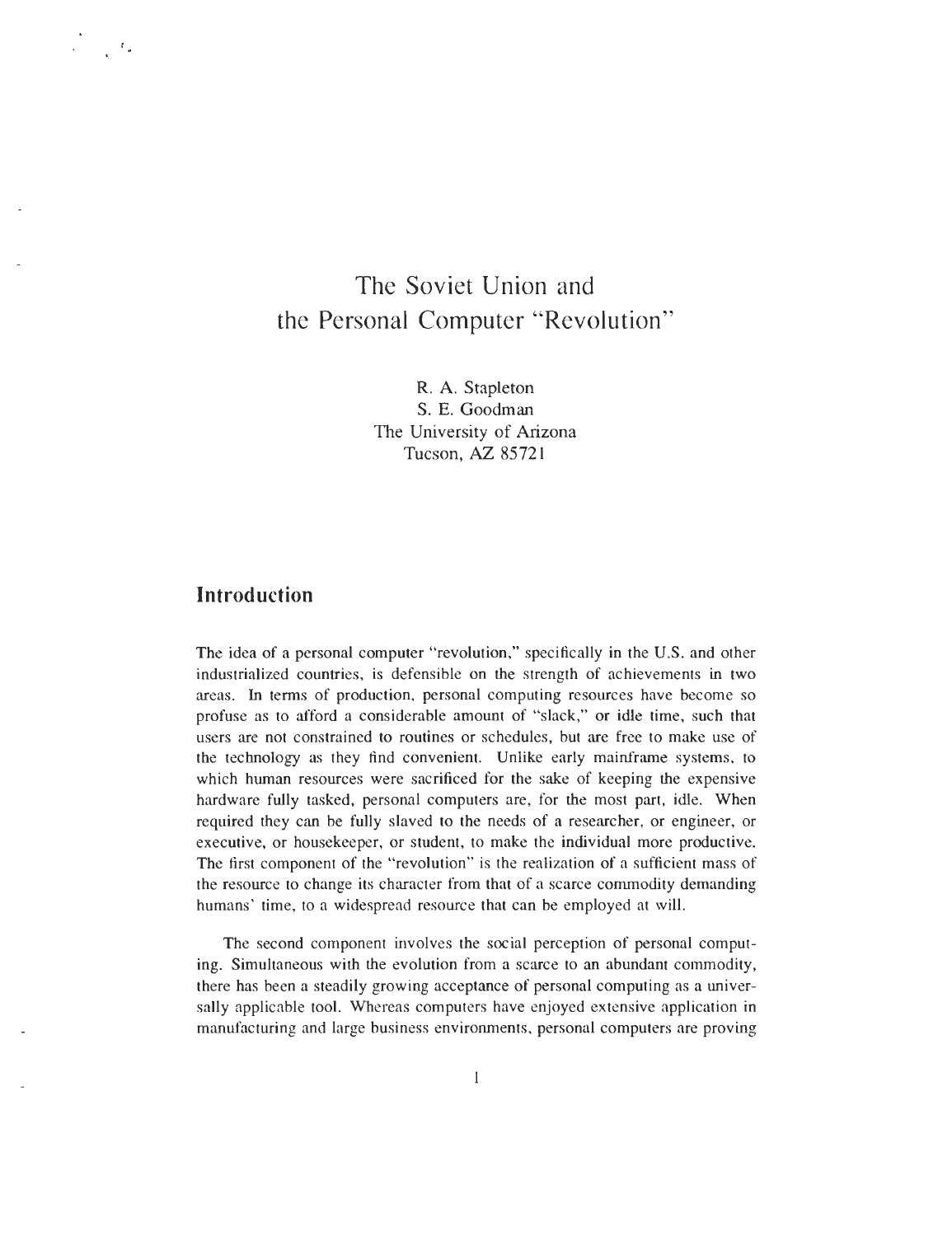# The Soviet Union and the Personal Computer "Revolution"

R. A. Stapleton
S. E. Goodman
The University of Arizona
Tucson, AZ 85721

## Introduction

The idea of a personal computer "revolution," specifically in the U.S. and other industrialized countries, is defensible on the strength of achievements in two areas. In terms of production, personal computing resources have become so profuse as to afford a considerable amount of "slack," or idle time, such that users are not constrained to routines or schedules, but are free to make use of the technology as they find convenient. Unlike early mainframe systems, to which human resources were sacrificed for the sake of keeping the expensive hardware fully tasked, personal computers are, for the most part, idle. When required they can be fully slaved to the needs of a researcher, or engineer, or executive, or housekeeper, or student, to make the individual more productive. The first component of the "revolution" is the realization of a sufficient mass of the resource to change its character from that of a scarce commodity demanding humans' time, to a widespread resource that can be employed at will.

The second component involves the social perception of personal computing. Simultaneous with the evolution from a scarce to an abundant commodity, there has been a steadily growing acceptance of personal computing as a universally applicable tool. Whereas computers have enjoyed extensive application in manufacturing and large business environments, personal computers are proving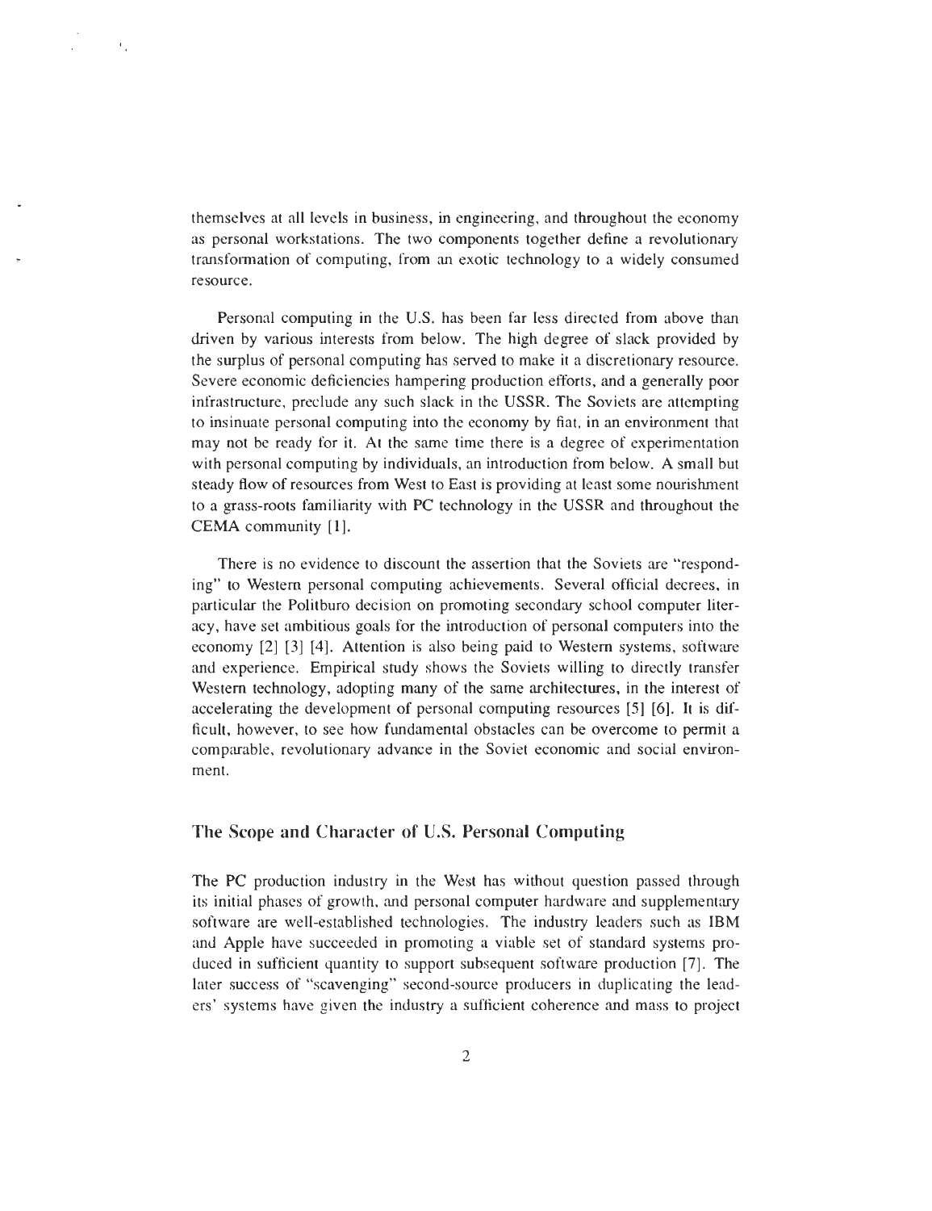themselves at all levels in business, in engineering, and throughout the economy as personal workstations. The two components together define a revolutionary transformation of computing, from an exotic technology to a widely consumed resource.

Personal computing in the U.S. has been far less directed from above than driven by various interests from below. The high degree of slack provided by the surplus of personal computing has served to make it a discretionary resource. Severe economic deficiencies hampering production efforts, and a generally poor infrastructure, preclude any such slack in the USSR. The Soviets are attempting to insinuate personal computing into the economy by fiat, in an environment that may not be ready for it. At the same time there is a degree of experimentation with personal computing by individuals, an introduction from below. A small but steady flow of resources from West to East is providing at least some nourishment to a grass-roots familiarity with PC technology in the USSR and throughout the CEMA community [1].

There is no evidence to discount the assertion that the Soviets are "responding" to Western personal computing achievements. Several official decrees, in particular the Politburo decision on promoting secondary school computer literacy, have set ambitious goals for the introduction of personal computers into the economy [2] [3] [4]. Attention is also being paid to Western systems, software and experience. Empirical study shows the Soviets willing to directly transfer Western technology, adopting many of the same architectures, in the interest of accelerating the development of personal computing resources [5] [6]. It is difficult, however, to see how fundamental obstacles can be overcome to permit a comparable, revolutionary advance in the Soviet economic and social environment.

## The Scope and Character of U.S. Personal Computing

The PC production industry in the West has without question passed through its initial phases of growth, and personal computer hardware and supplementary software are well-established technologies. The industry leaders such as IBM and Apple have succeeded in promoting a viable set of standard systems produced in sufficient quantity to support subsequent software production [7]. The later success of "scavenging" second-source producers in duplicating the leaders' systems have given the industry a sufficient coherence and mass to project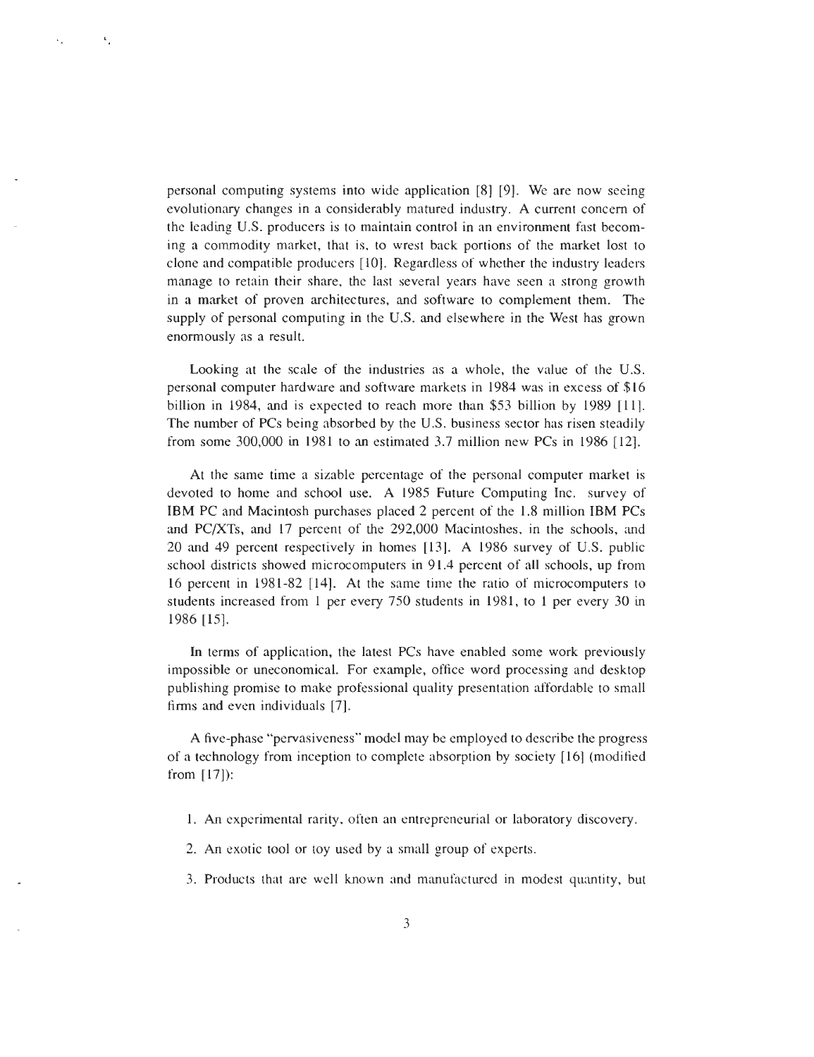personal computing systems into wide application [8] [9]. We are now seeing evolutionary changes in a considerably matured industry. A current concern of the leading U.S. producers is to maintain control in an environment fast becoming a commodity market, that is, to wrest back portions of the market lost to clone and compatible producers [10]. Regardless of whether the industry leaders manage to retain their share, the last several years have seen a strong growth in a market of proven architectures, and software to complement them. The supply of personal computing in the U.S. and elsewhere in the West has grown enormously as a result.

Looking at the scale of the industries as a whole, the value of the U.S. personal computer hardware and software markets in 1984 was in excess of $16 billion in 1984, and is expected to reach more than $53 billion by 1989 [11]. The number of PCs being absorbed by the U.S. business sector has risen steadily from some 300,000 in 1981 to an estimated 3.7 million new PCs in 1986 [12].

At the same time a sizable percentage of the personal computer market is devoted to home and school use. A 1985 Future Computing Inc. survey of IBM PC and Macintosh purchases placed 2 percent of the 1.8 million IBM PCs and PC/XTs, and 17 percent of the 292,000 Macintoshes, in the schools, and 20 and 49 percent respectively in homes [13]. A 1986 survey of U.S. public school districts showed microcomputers in 91.4 percent of all schools, up from 16 percent in 1981-82 [14]. At the same time the ratio of microcomputers to students increased from 1 per every 750 students in 1981, to 1 per every 30 in 1986 [15].

In terms of application, the latest PCs have enabled some work previously impossible or uneconomical. For example, office word processing and desktop publishing promise to make professional quality presentation affordable to small firms and even individuals [7].

A five-phase "pervasiveness" model may be employed to describe the progress of a technology from inception to complete absorption by society [16] (modified from [17]):

1. An experimental rarity, often an entrepreneurial or laboratory discovery.
2. An exotic tool or toy used by a small group of experts.
3. Products that are well known and manufactured in modest quantity, but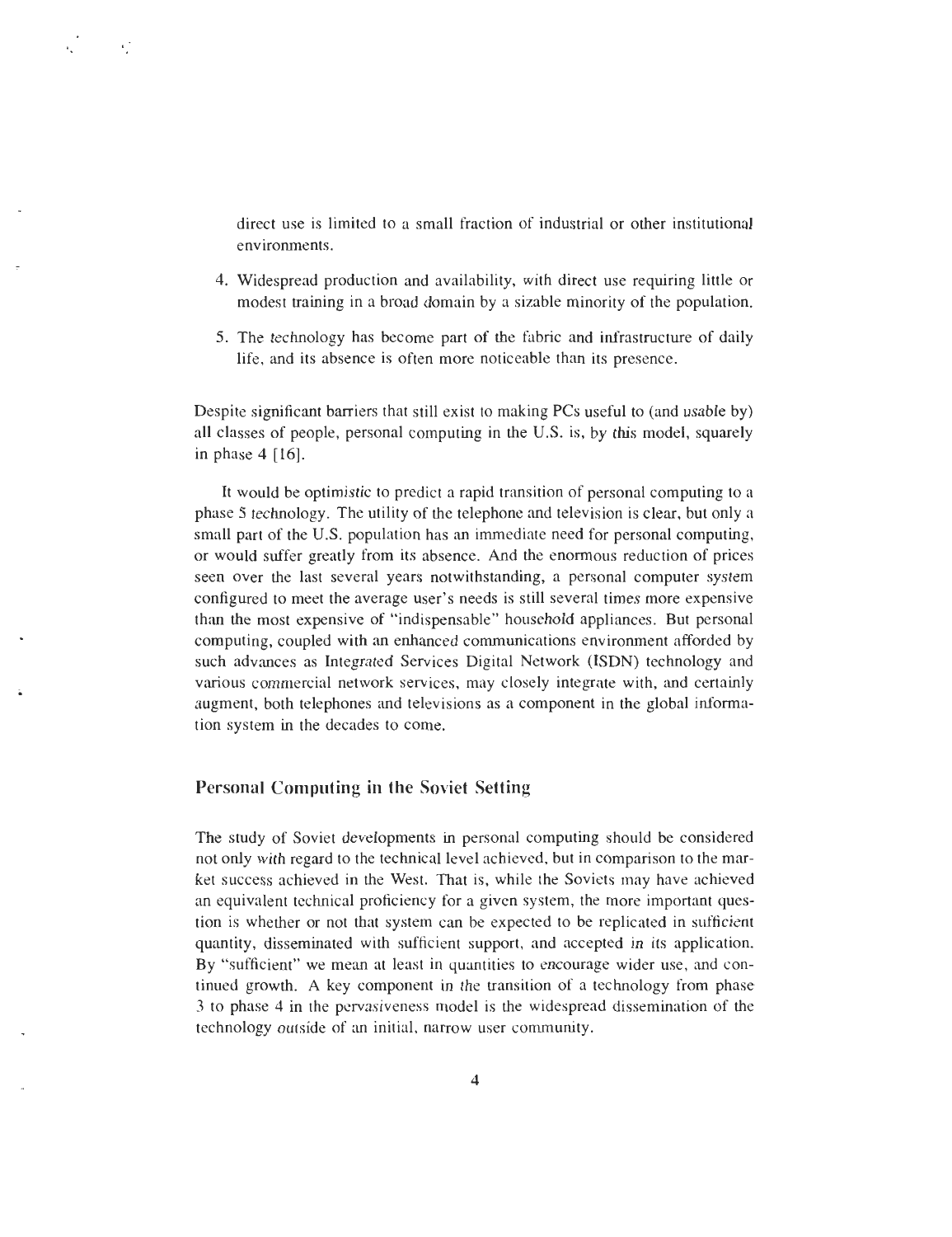direct use is limited to a small fraction of industrial or other institutional environments.

4. Widespread production and availability, with direct use requiring little or modest training in a broad domain by a sizable minority of the population.

5. The technology has become part of the fabric and infrastructure of daily life, and its absence is often more noticeable than its presence.

Despite significant barriers that still exist to making PCs useful to (and usable by) all classes of people, personal computing in the U.S. is, by this model, squarely in phase 4 [16].

It would be optimistic to predict a rapid transition of personal computing to a phase 5 technology. The utility of the telephone and television is clear, but only a small part of the U.S. population has an immediate need for personal computing, or would suffer greatly from its absence. And the enormous reduction of prices seen over the last several years notwithstanding, a personal computer system configured to meet the average user's needs is still several times more expensive than the most expensive of "indispensable" household appliances. But personal computing, coupled with an enhanced communications environment afforded by such advances as Integrated Services Digital Network (ISDN) technology and various commercial network services, may closely integrate with, and certainly augment, both telephones and televisions as a component in the global information system in the decades to come.

## Personal Computing in the Soviet Setting

The study of Soviet developments in personal computing should be considered not only with regard to the technical level achieved, but in comparison to the market success achieved in the West. That is, while the Soviets may have achieved an equivalent technical proficiency for a given system, the more important question is whether or not that system can be expected to be replicated in sufficient quantity, disseminated with sufficient support, and accepted in its application. By "sufficient" we mean at least in quantities to encourage wider use, and continued growth. A key component in the transition of a technology from phase 3 to phase 4 in the pervasiveness model is the widespread dissemination of the technology *outside* of an initial, narrow user community.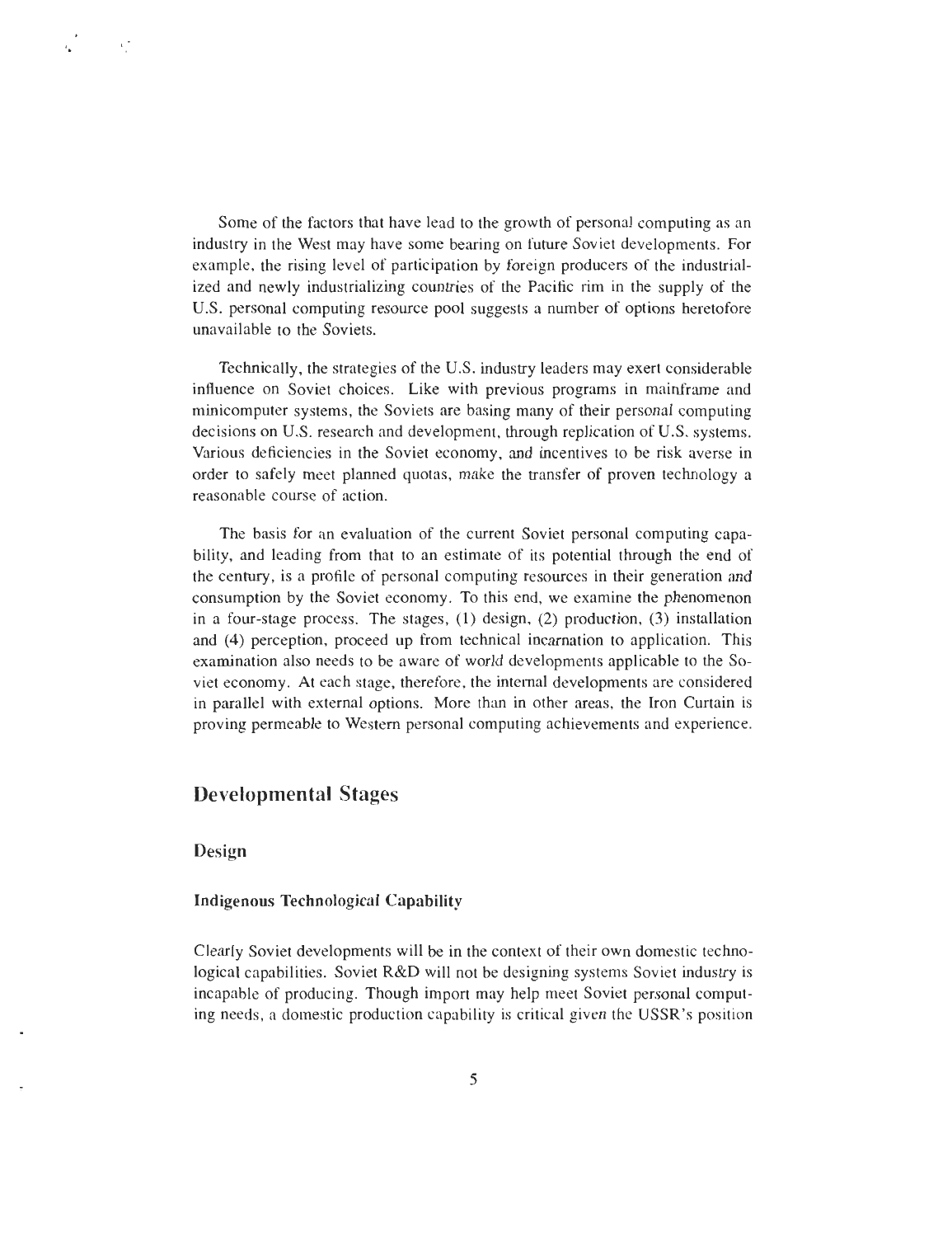Some of the factors that have lead to the growth of personal computing as an industry in the West may have some bearing on future Soviet developments. For example, the rising level of participation by foreign producers of the industrialized and newly industrializing countries of the Pacific rim in the supply of the U.S. personal computing resource pool suggests a number of options heretofore unavailable to the Soviets.

Technically, the strategies of the U.S. industry leaders may exert considerable influence on Soviet choices. Like with previous programs in mainframe and minicomputer systems, the Soviets are basing many of their personal computing decisions on U.S. research and development, through replication of U.S. systems. Various deficiencies in the Soviet economy, and incentives to be risk averse in order to safely meet planned quotas, make the transfer of proven technology a reasonable course of action.

The basis for an evaluation of the current Soviet personal computing capability, and leading from that to an estimate of its potential through the end of the century, is a profile of personal computing resources in their generation and consumption by the Soviet economy. To this end, we examine the phenomenon in a four-stage process. The stages, (1) design, (2) production, (3) installation and (4) perception, proceed up from technical incarnation to application. This examination also needs to be aware of world developments applicable to the Soviet economy. At each stage, therefore, the internal developments are considered in parallel with external options. More than in other areas, the Iron Curtain is proving permeable to Western personal computing achievements and experience.

## Developmental Stages

### Design

#### Indigenous Technological Capability

Clearly Soviet developments will be in the context of their own domestic technological capabilities. Soviet R&D will not be designing systems Soviet industry is incapable of producing. Though import may help meet Soviet personal computing needs, a domestic production capability is critical given the USSR's position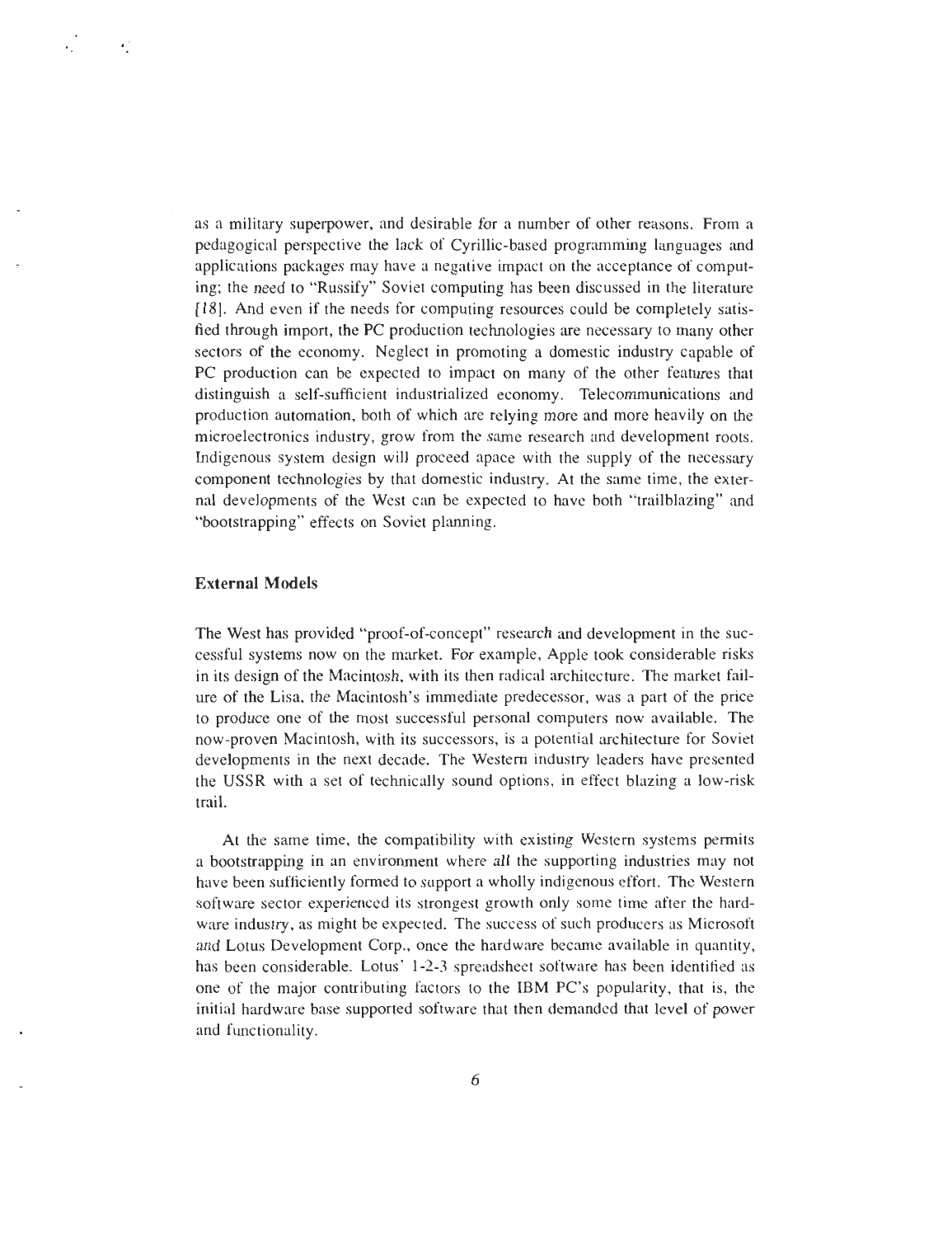as a military superpower, and desirable for a number of other reasons. From a pedagogical perspective the lack of Cyrillic-based programming languages and applications packages may have a negative impact on the acceptance of computing; the need to "Russify" Soviet computing has been discussed in the literature [18]. And even if the needs for computing resources could be completely satisfied through import, the PC production technologies are necessary to many other sectors of the economy. Neglect in promoting a domestic industry capable of PC production can be expected to impact on many of the other features that distinguish a self-sufficient industrialized economy. Telecommunications and production automation, both of which are relying more and more heavily on the microelectronics industry, grow from the same research and development roots. Indigenous system design will proceed apace with the supply of the necessary component technologies by that domestic industry. At the same time, the external developments of the West can be expected to have both "trailblazing" and "bootstrapping" effects on Soviet planning.

### External Models

The West has provided "proof-of-concept" research and development in the successful systems now on the market. For example, Apple took considerable risks in its design of the Macintosh, with its then radical architecture. The market failure of the Lisa, the Macintosh's immediate predecessor, was a part of the price to produce one of the most successful personal computers now available. The now-proven Macintosh, with its successors, is a potential architecture for Soviet developments in the next decade. The Western industry leaders have presented the USSR with a set of technically sound options, in effect blazing a low-risk trail.

At the same time, the compatibility with existing Western systems permits a bootstrapping in an environment where *all* the supporting industries may not have been sufficiently formed to support a wholly indigenous effort. The Western software sector experienced its strongest growth only some time after the hardware industry, as might be expected. The success of such producers as Microsoft and Lotus Development Corp., once the hardware became available in quantity, has been considerable. Lotus' 1-2-3 spreadsheet software has been identified as one of the major contributing factors to the IBM PC's popularity, that is, the initial hardware base supported software that then demanded that level of power and functionality.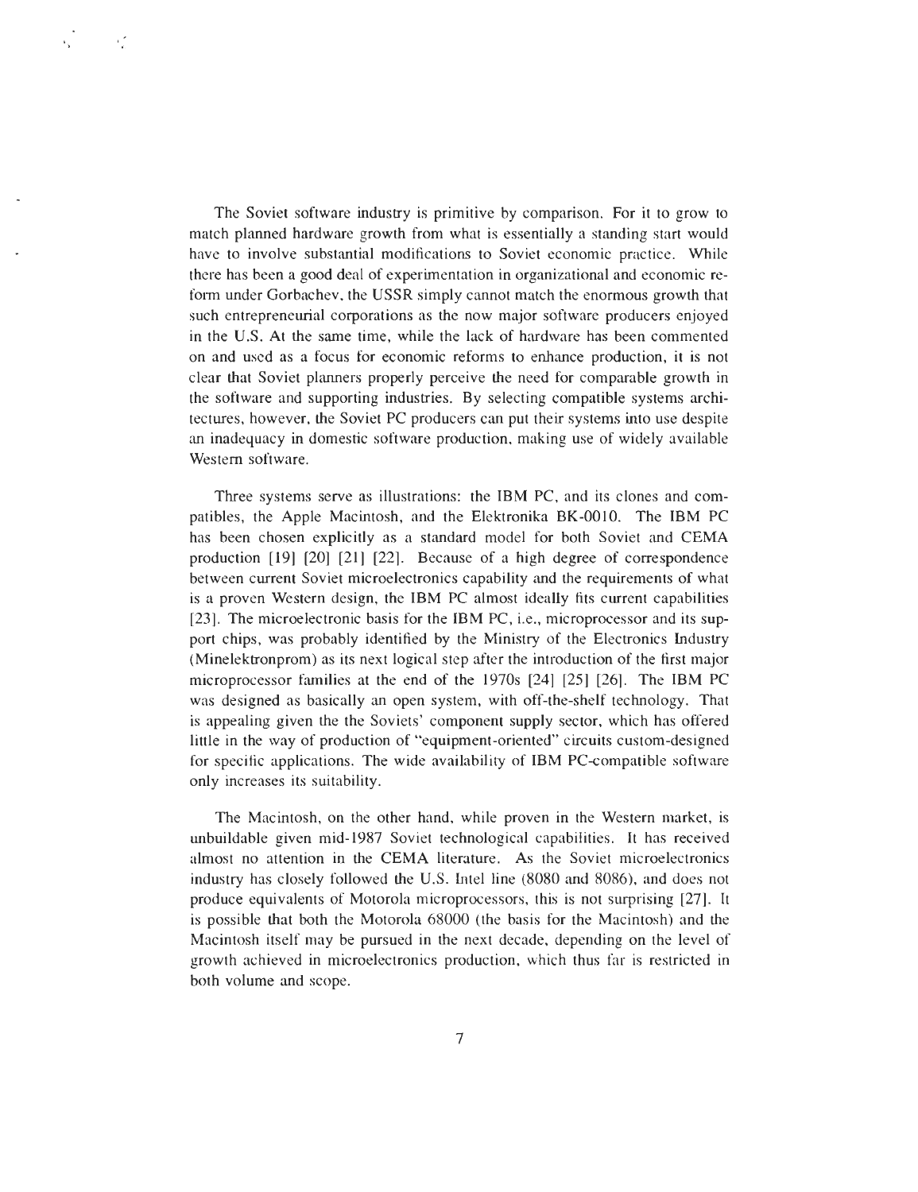The Soviet software industry is primitive by comparison. For it to grow to match planned hardware growth from what is essentially a standing start would have to involve substantial modifications to Soviet economic practice. While there has been a good deal of experimentation in organizational and economic reform under Gorbachev, the USSR simply cannot match the enormous growth that such entrepreneurial corporations as the now major software producers enjoyed in the U.S. At the same time, while the lack of hardware has been commented on and used as a focus for economic reforms to enhance production, it is not clear that Soviet planners properly perceive the need for comparable growth in the software and supporting industries. By selecting compatible systems architectures, however, the Soviet PC producers can put their systems into use despite an inadequacy in domestic software production, making use of widely available Western software.

Three systems serve as illustrations: the IBM PC, and its clones and compatibles, the Apple Macintosh, and the Elektronika BK-0010. The IBM PC has been chosen explicitly as a standard model for both Soviet and CEMA production [19] [20] [21] [22]. Because of a high degree of correspondence between current Soviet microelectronics capability and the requirements of what is a proven Western design, the IBM PC almost ideally fits current capabilities [23]. The microelectronic basis for the IBM PC, i.e., microprocessor and its support chips, was probably identified by the Ministry of the Electronics Industry (Minelektronprom) as its next logical step after the introduction of the first major microprocessor families at the end of the 1970s [24] [25] [26]. The IBM PC was designed as basically an open system, with off-the-shelf technology. That is appealing given the the Soviets' component supply sector, which has offered little in the way of production of "equipment-oriented" circuits custom-designed for specific applications. The wide availability of IBM PC-compatible software only increases its suitability.

The Macintosh, on the other hand, while proven in the Western market, is unbuildable given mid-1987 Soviet technological capabilities. It has received almost no attention in the CEMA literature. As the Soviet microelectronics industry has closely followed the U.S. Intel line (8080 and 8086), and does not produce equivalents of Motorola microprocessors, this is not surprising [27]. It is possible that both the Motorola 68000 (the basis for the Macintosh) and the Macintosh itself may be pursued in the next decade, depending on the level of growth achieved in microelectronics production, which thus far is restricted in both volume and scope.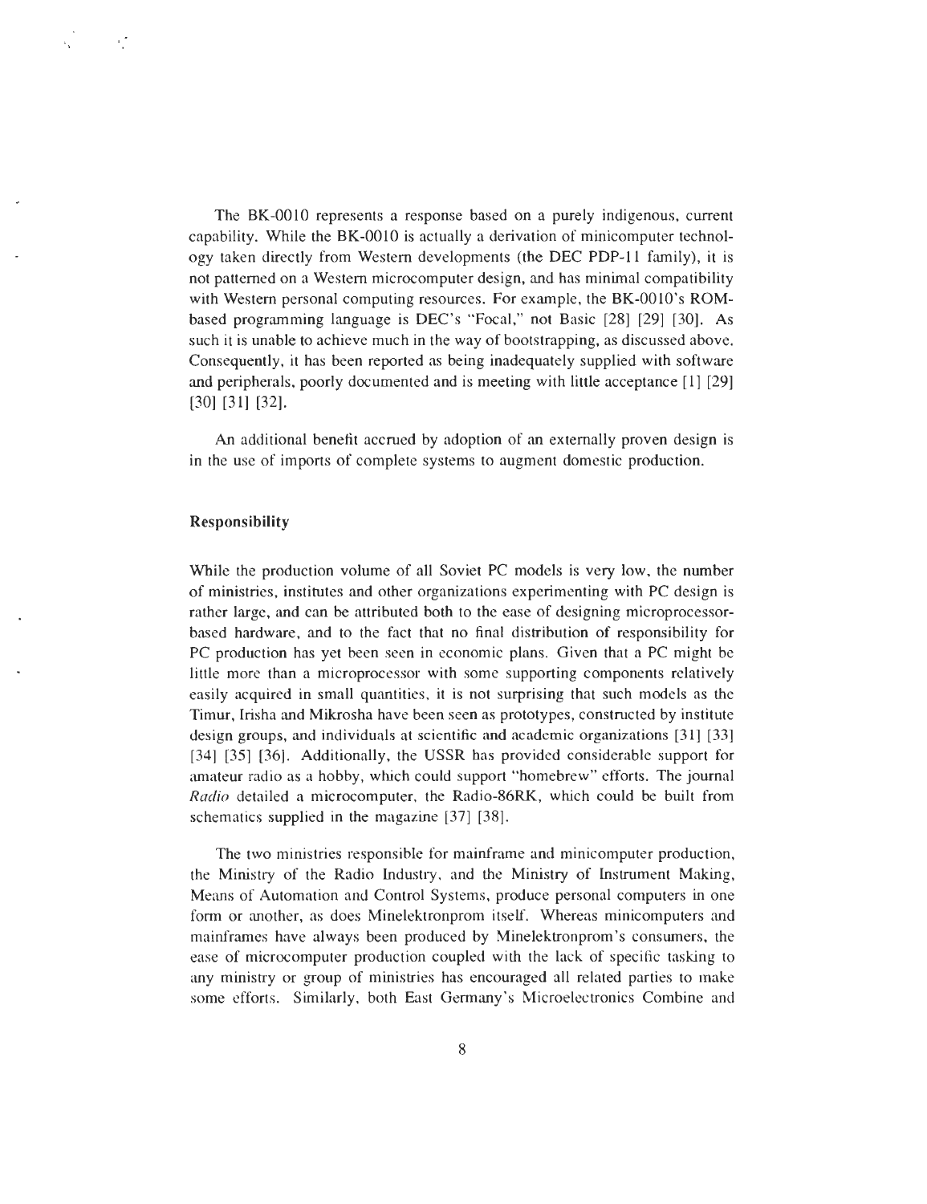The BK-0010 represents a response based on a purely indigenous, current capability. While the BK-0010 is actually a derivation of minicomputer technology taken directly from Western developments (the DEC PDP-11 family), it is not patterned on a Western microcomputer design, and has minimal compatibility with Western personal computing resources. For example, the BK-0010's ROM-based programming language is DEC's "Focal," not Basic [28] [29] [30]. As such it is unable to achieve much in the way of bootstrapping, as discussed above. Consequently, it has been reported as being inadequately supplied with software and peripherals, poorly documented and is meeting with little acceptance [1] [29] [30] [31] [32].

An additional benefit accrued by adoption of an externally proven design is in the use of imports of complete systems to augment domestic production.

### Responsibility

While the production volume of all Soviet PC models is very low, the number of ministries, institutes and other organizations experimenting with PC design is rather large, and can be attributed both to the ease of designing microprocessor-based hardware, and to the fact that no final distribution of responsibility for PC production has yet been seen in economic plans. Given that a PC might be little more than a microprocessor with some supporting components relatively easily acquired in small quantities, it is not surprising that such models as the Timur, Irisha and Mikrosha have been seen as prototypes, constructed by institute design groups, and individuals at scientific and academic organizations [31] [33] [34] [35] [36]. Additionally, the USSR has provided considerable support for amateur radio as a hobby, which could support "homebrew" efforts. The journal *Radio* detailed a microcomputer, the Radio-86RK, which could be built from schematics supplied in the magazine [37] [38].

The two ministries responsible for mainframe and minicomputer production, the Ministry of the Radio Industry, and the Ministry of Instrument Making, Means of Automation and Control Systems, produce personal computers in one form or another, as does Minelektronprom itself. Whereas minicomputers and mainframes have always been produced by Minelektronprom's consumers, the ease of microcomputer production coupled with the lack of specific tasking to any ministry or group of ministries has encouraged all related parties to make some efforts. Similarly, both East Germany's Microelectronics Combine and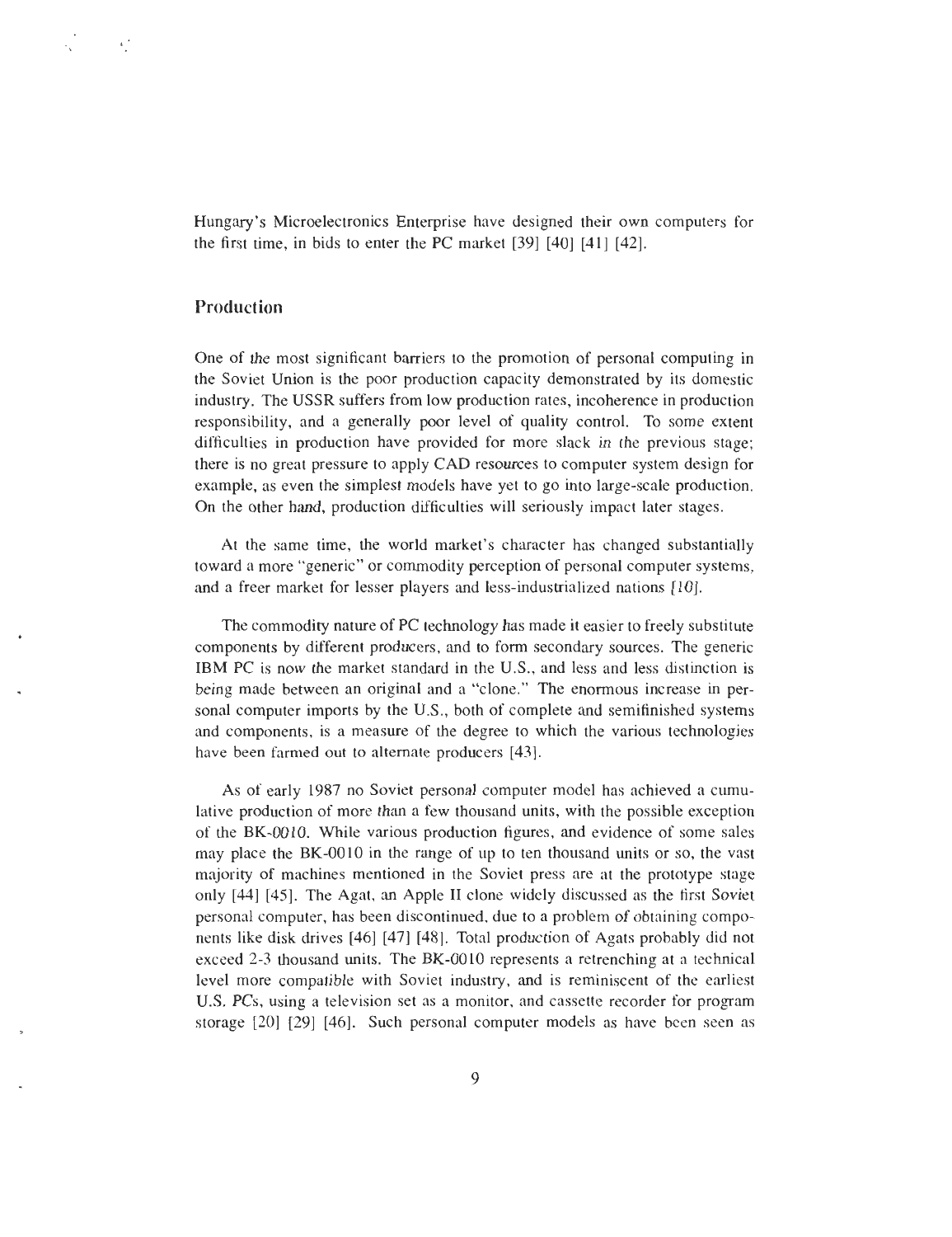Hungary's Microelectronics Enterprise have designed their own computers for the first time, in bids to enter the PC market [39] [40] [41] [42].

## Production

One of the most significant barriers to the promotion of personal computing in the Soviet Union is the poor production capacity demonstrated by its domestic industry. The USSR suffers from low production rates, incoherence in production responsibility, and a generally poor level of quality control. To some extent difficulties in production have provided for more slack in the previous stage; there is no great pressure to apply CAD resources to computer system design for example, as even the simplest models have yet to go into large-scale production. On the other hand, production difficulties will seriously impact later stages.

At the same time, the world market's character has changed substantially toward a more "generic" or commodity perception of personal computer systems, and a freer market for lesser players and less-industrialized nations [10].

The commodity nature of PC technology has made it easier to freely substitute components by different producers, and to form secondary sources. The generic IBM PC is now the market standard in the U.S., and less and less distinction is being made between an original and a "clone." The enormous increase in personal computer imports by the U.S., both of complete and semifinished systems and components, is a measure of the degree to which the various technologies have been farmed out to alternate producers [43].

As of early 1987 no Soviet personal computer model has achieved a cumulative production of more than a few thousand units, with the possible exception of the BK-0010. While various production figures, and evidence of some sales may place the BK-0010 in the range of up to ten thousand units or so, the vast majority of machines mentioned in the Soviet press are at the prototype stage only [44] [45]. The Agat, an Apple II clone widely discussed as the first Soviet personal computer, has been discontinued, due to a problem of obtaining components like disk drives [46] [47] [48]. Total production of Agats probably did not exceed 2-3 thousand units. The BK-0010 represents a retrenching at a technical level more compatible with Soviet industry, and is reminiscent of the earliest U.S. PCs, using a television set as a monitor, and cassette recorder for program storage [20] [29] [46]. Such personal computer models as have been seen as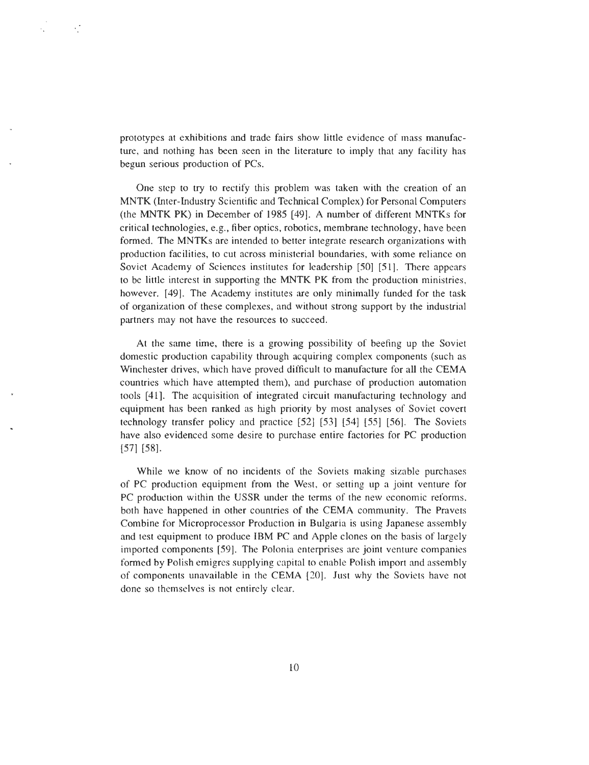prototypes at exhibitions and trade fairs show little evidence of mass manufacture, and nothing has been seen in the literature to imply that any facility has begun serious production of PCs.

One step to try to rectify this problem was taken with the creation of an MNTK (Inter-Industry Scientific and Technical Complex) for Personal Computers (the MNTK PK) in December of 1985 [49]. A number of different MNTKs for critical technologies, e.g., fiber optics, robotics, membrane technology, have been formed. The MNTKs are intended to better integrate research organizations with production facilities, to cut across ministerial boundaries, with some reliance on Soviet Academy of Sciences institutes for leadership [50] [51]. There appears to be little interest in supporting the MNTK PK from the production ministries, however. [49]. The Academy institutes are only minimally funded for the task of organization of these complexes, and without strong support by the industrial partners may not have the resources to succeed.

At the same time, there is a growing possibility of beefing up the Soviet domestic production capability through acquiring complex components (such as Winchester drives, which have proved difficult to manufacture for all the CEMA countries which have attempted them), and purchase of production automation tools [41]. The acquisition of integrated circuit manufacturing technology and equipment has been ranked as high priority by most analyses of Soviet covert technology transfer policy and practice [52] [53] [54] [55] [56]. The Soviets have also evidenced some desire to purchase entire factories for PC production [57] [58].

While we know of no incidents of the Soviets making sizable purchases of PC production equipment from the West, or setting up a joint venture for PC production within the USSR under the terms of the new economic reforms, both have happened in other countries of the CEMA community. The Pravets Combine for Microprocessor Production in Bulgaria is using Japanese assembly and test equipment to produce IBM PC and Apple clones on the basis of largely imported components [59]. The Polonia enterprises are joint venture companies formed by Polish emigres supplying capital to enable Polish import and assembly of components unavailable in the CEMA [20]. Just why the Soviets have not done so themselves is not entirely clear.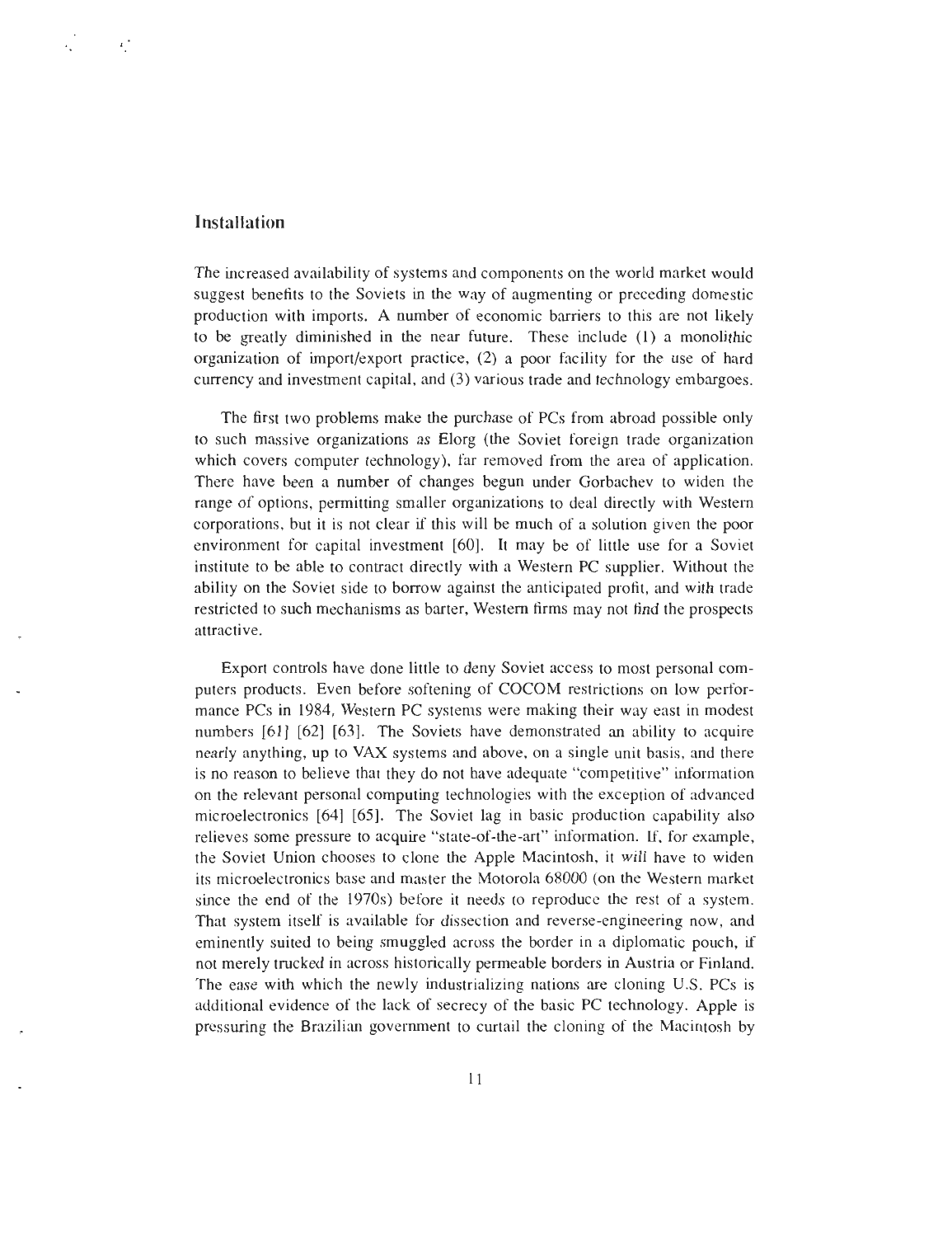## Installation

The increased availability of systems and components on the world market would suggest benefits to the Soviets in the way of augmenting or preceding domestic production with imports. A number of economic barriers to this are not likely to be greatly diminished in the near future. These include (1) a monolithic organization of import/export practice, (2) a poor facility for the use of hard currency and investment capital, and (3) various trade and technology embargoes.

The first two problems make the purchase of PCs from abroad possible only to such massive organizations as Elorg (the Soviet foreign trade organization which covers computer technology), far removed from the area of application. There have been a number of changes begun under Gorbachev to widen the range of options, permitting smaller organizations to deal directly with Western corporations, but it is not clear if this will be much of a solution given the poor environment for capital investment [60]. It may be of little use for a Soviet institute to be able to contract directly with a Western PC supplier. Without the ability on the Soviet side to borrow against the anticipated profit, and with trade restricted to such mechanisms as barter, Western firms may not find the prospects attractive.

Export controls have done little to deny Soviet access to most personal computers products. Even before softening of COCOM restrictions on low performance PCs in 1984, Western PC systems were making their way east in modest numbers [61] [62] [63]. The Soviets have demonstrated an ability to acquire nearly anything, up to VAX systems and above, on a single unit basis, and there is no reason to believe that they do not have adequate "competitive" information on the relevant personal computing technologies with the exception of advanced microelectronics [64] [65]. The Soviet lag in basic production capability also relieves some pressure to acquire "state-of-the-art" information. If, for example, the Soviet Union chooses to clone the Apple Macintosh, it will have to widen its microelectronics base and master the Motorola 68000 (on the Western market since the end of the 1970s) before it needs to reproduce the rest of a system. That system itself is available for dissection and reverse-engineering now, and eminently suited to being smuggled across the border in a diplomatic pouch, if not merely trucked in across historically permeable borders in Austria or Finland. The ease with which the newly industrializing nations are cloning U.S. PCs is additional evidence of the lack of secrecy of the basic PC technology. Apple is pressuring the Brazilian government to curtail the cloning of the Macintosh by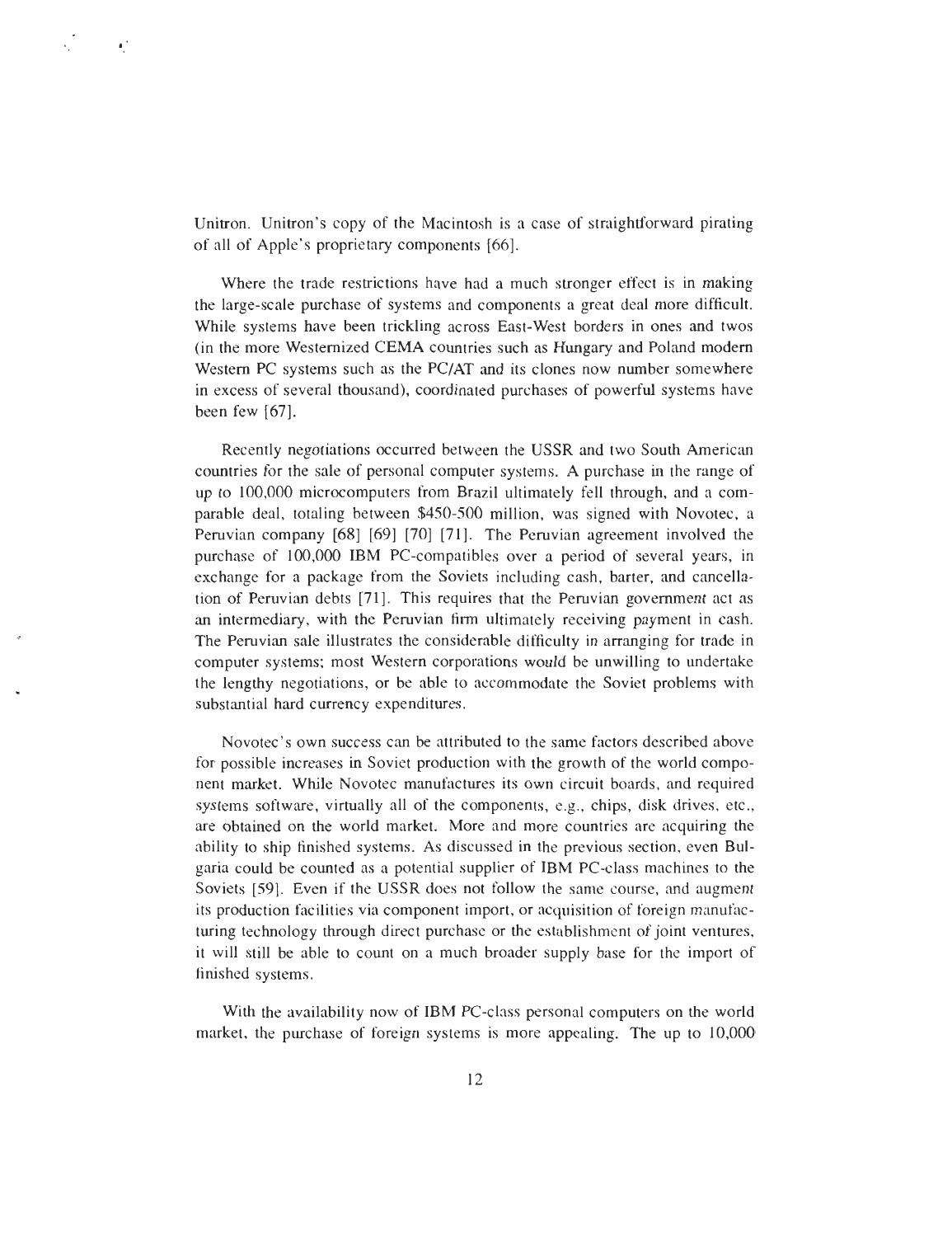Unitron. Unitron's copy of the Macintosh is a case of straightforward pirating of all of Apple's proprietary components [66].

Where the trade restrictions have had a much stronger effect is in making the large-scale purchase of systems and components a great deal more difficult. While systems have been trickling across East-West borders in ones and twos (in the more Westernized CEMA countries such as Hungary and Poland modern Western PC systems such as the PC/AT and its clones now number somewhere in excess of several thousand), coordinated purchases of powerful systems have been few [67].

Recently negotiations occurred between the USSR and two South American countries for the sale of personal computer systems. A purchase in the range of up to 100,000 microcomputers from Brazil ultimately fell through, and a comparable deal, totaling between $450-500 million, was signed with Novotec, a Peruvian company [68] [69] [70] [71]. The Peruvian agreement involved the purchase of 100,000 IBM PC-compatibles over a period of several years, in exchange for a package from the Soviets including cash, barter, and cancellation of Peruvian debts [71]. This requires that the Peruvian government act as an intermediary, with the Peruvian firm ultimately receiving payment in cash. The Peruvian sale illustrates the considerable difficulty in arranging for trade in computer systems; most Western corporations would be unwilling to undertake the lengthy negotiations, or be able to accommodate the Soviet problems with substantial hard currency expenditures.

Novotec's own success can be attributed to the same factors described above for possible increases in Soviet production with the growth of the world component market. While Novotec manufactures its own circuit boards, and required systems software, virtually all of the components, e.g., chips, disk drives, etc., are obtained on the world market. More and more countries are acquiring the ability to ship finished systems. As discussed in the previous section, even Bulgaria could be counted as a potential supplier of IBM PC-class machines to the Soviets [59]. Even if the USSR does not follow the same course, and augment its production facilities via component import, or acquisition of foreign manufacturing technology through direct purchase or the establishment of joint ventures, it will still be able to count on a much broader supply base for the import of finished systems.

With the availability now of IBM PC-class personal computers on the world market, the purchase of foreign systems is more appealing. The up to 10,000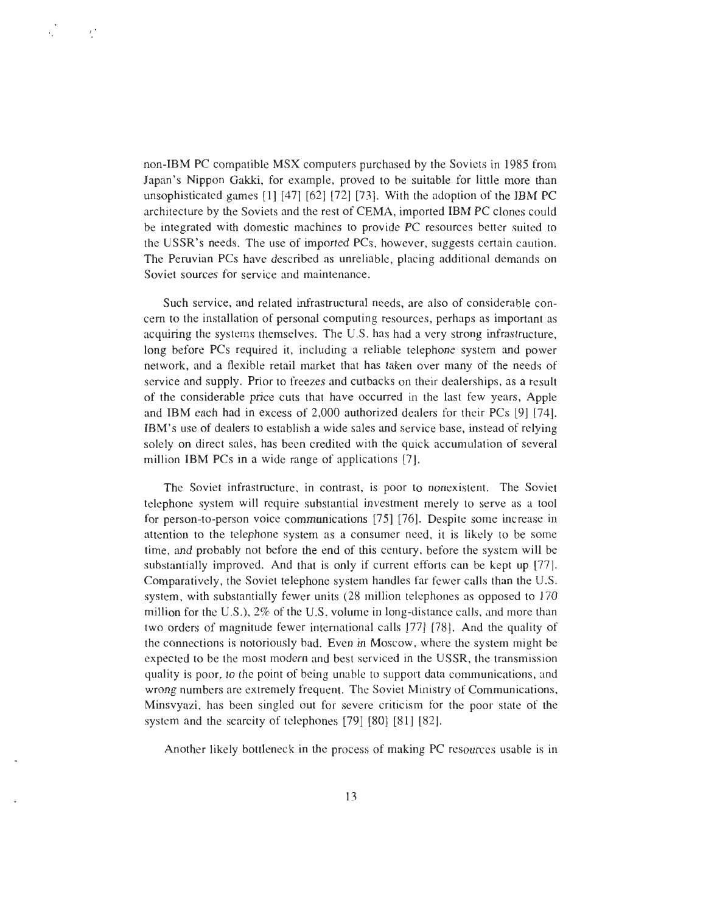non-IBM PC compatible MSX computers purchased by the Soviets in 1985 from Japan's Nippon Gakki, for example, proved to be suitable for little more than unsophisticated games [1] [47] [62] [72] [73]. With the adoption of the IBM PC architecture by the Soviets and the rest of CEMA, imported IBM PC clones could be integrated with domestic machines to provide PC resources better suited to the USSR's needs. The use of imported PCs, however, suggests certain caution. The Peruvian PCs have described as unreliable, placing additional demands on Soviet sources for service and maintenance.

Such service, and related infrastructural needs, are also of considerable concern to the installation of personal computing resources, perhaps as important as acquiring the systems themselves. The U.S. has had a very strong infrastructure, long before PCs required it, including a reliable telephone system and power network, and a flexible retail market that has taken over many of the needs of service and supply. Prior to freezes and cutbacks on their dealerships, as a result of the considerable price cuts that have occurred in the last few years, Apple and IBM each had in excess of 2,000 authorized dealers for their PCs [9] [74]. IBM's use of dealers to establish a wide sales and service base, instead of relying solely on direct sales, has been credited with the quick accumulation of several million IBM PCs in a wide range of applications [7].

The Soviet infrastructure, in contrast, is poor to nonexistent. The Soviet telephone system will require substantial investment merely to serve as a tool for person-to-person voice communications [75] [76]. Despite some increase in attention to the telephone system as a consumer need, it is likely to be some time, and probably not before the end of this century, before the system will be substantially improved. And that is only if current efforts can be kept up [77]. Comparatively, the Soviet telephone system handles far fewer calls than the U.S. system, with substantially fewer units (28 million telephones as opposed to 170 million for the U.S.), 2% of the U.S. volume in long-distance calls, and more than two orders of magnitude fewer international calls [77] [78]. And the quality of the connections is notoriously bad. Even in Moscow, where the system might be expected to be the most modern and best serviced in the USSR, the transmission quality is poor, to the point of being unable to support data communications, and wrong numbers are extremely frequent. The Soviet Ministry of Communications, Minsvyazi, has been singled out for severe criticism for the poor state of the system and the scarcity of telephones [79] [80] [81] [82].

Another likely bottleneck in the process of making PC resources usable is in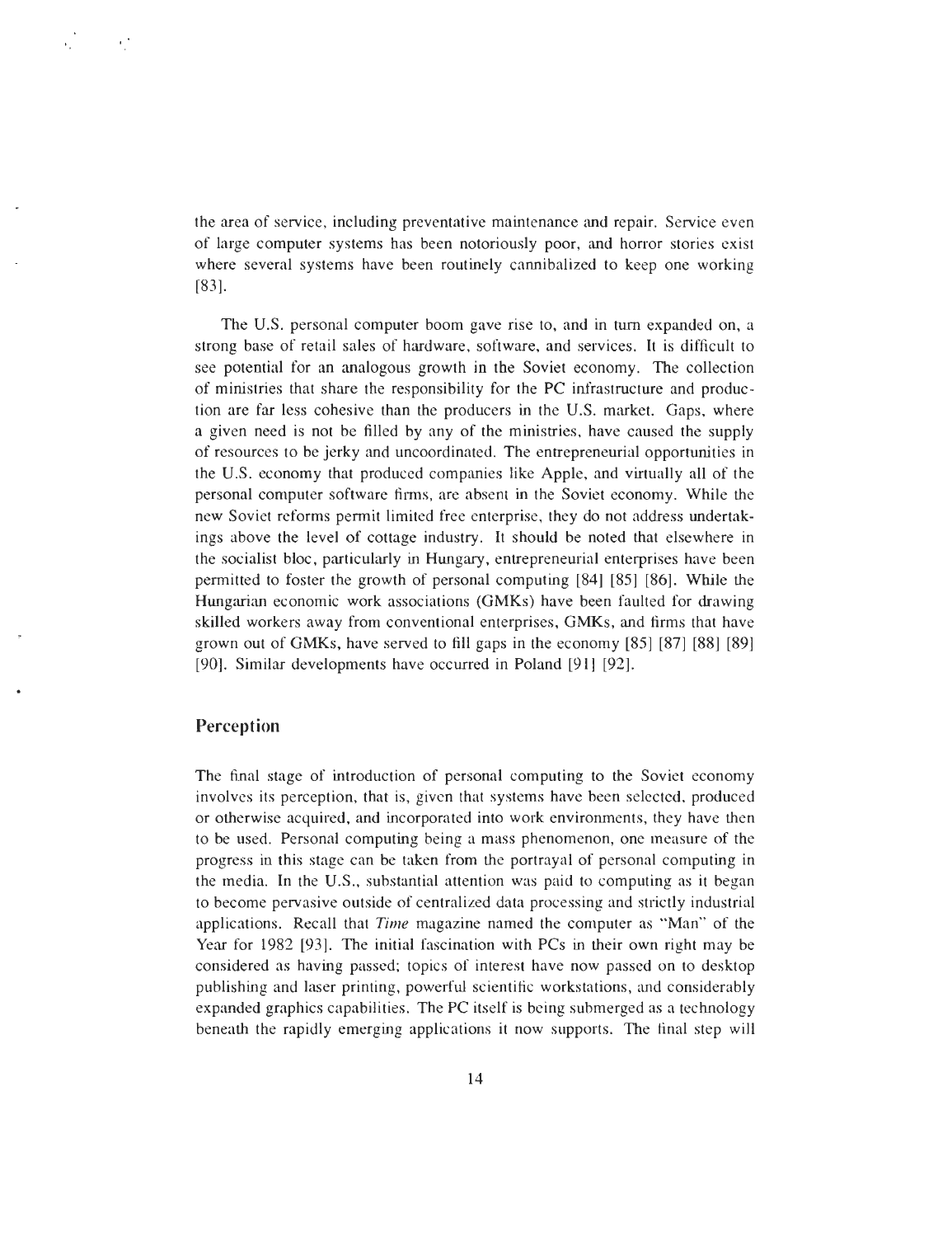the area of service, including preventative maintenance and repair. Service even of large computer systems has been notoriously poor, and horror stories exist where several systems have been routinely cannibalized to keep one working [83].

The U.S. personal computer boom gave rise to, and in turn expanded on, a strong base of retail sales of hardware, software, and services. It is difficult to see potential for an analogous growth in the Soviet economy. The collection of ministries that share the responsibility for the PC infrastructure and production are far less cohesive than the producers in the U.S. market. Gaps, where a given need is not be filled by any of the ministries, have caused the supply of resources to be jerky and uncoordinated. The entrepreneurial opportunities in the U.S. economy that produced companies like Apple, and virtually all of the personal computer software firms, are absent in the Soviet economy. While the new Soviet reforms permit limited free enterprise, they do not address undertakings above the level of cottage industry. It should be noted that elsewhere in the socialist bloc, particularly in Hungary, entrepreneurial enterprises have been permitted to foster the growth of personal computing [84] [85] [86]. While the Hungarian economic work associations (GMKs) have been faulted for drawing skilled workers away from conventional enterprises, GMKs, and firms that have grown out of GMKs, have served to fill gaps in the economy [85] [87] [88] [89] [90]. Similar developments have occurred in Poland [91] [92].

## Perception

The final stage of introduction of personal computing to the Soviet economy involves its perception, that is, given that systems have been selected, produced or otherwise acquired, and incorporated into work environments, they have then to be used. Personal computing being a mass phenomenon, one measure of the progress in this stage can be taken from the portrayal of personal computing in the media. In the U.S., substantial attention was paid to computing as it began to become pervasive outside of centralized data processing and strictly industrial applications. Recall that *Time* magazine named the computer as "Man" of the Year for 1982 [93]. The initial fascination with PCs in their own right may be considered as having passed; topics of interest have now passed on to desktop publishing and laser printing, powerful scientific workstations, and considerably expanded graphics capabilities. The PC itself is being submerged as a technology beneath the rapidly emerging applications it now supports. The final step will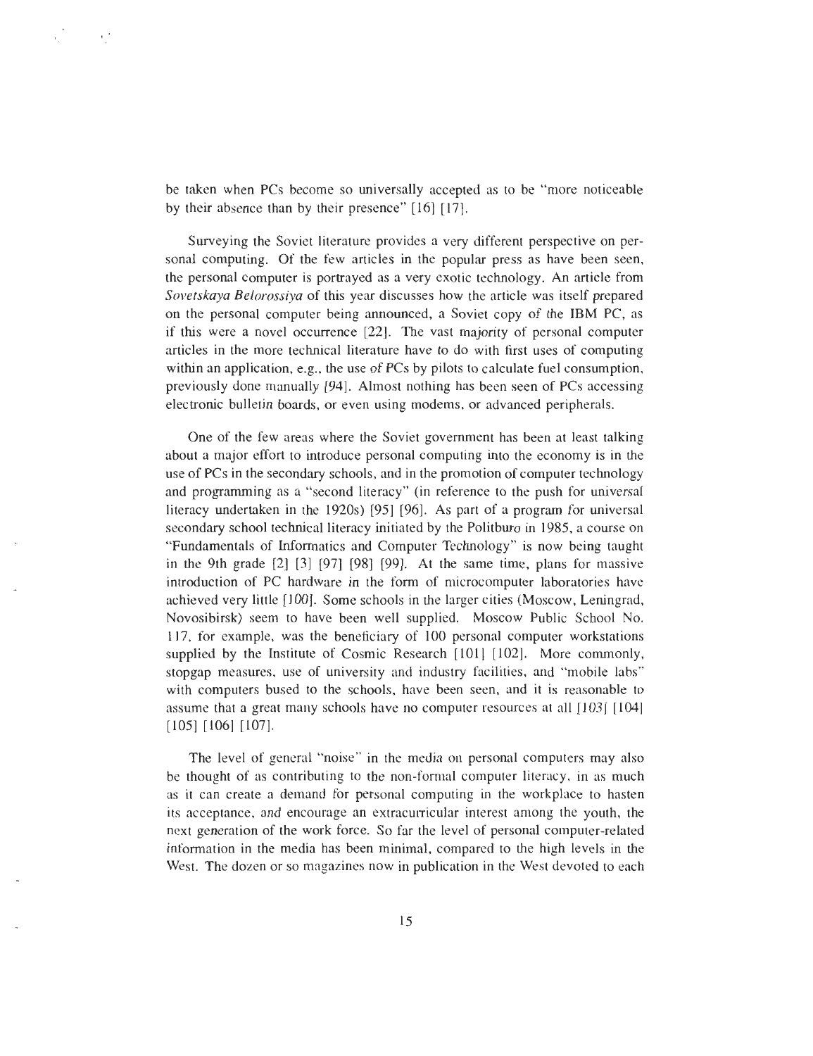be taken when PCs become so universally accepted as to be "more noticeable by their absence than by their presence" [16] [17].

Surveying the Soviet literature provides a very different perspective on personal computing. Of the few articles in the popular press as have been seen, the personal computer is portrayed as a very exotic technology. An article from *Sovetskaya Belorossiya* of this year discusses how the article was itself prepared on the personal computer being announced, a Soviet copy of the IBM PC, as if this were a novel occurrence [22]. The vast majority of personal computer articles in the more technical literature have to do with first uses of computing within an application, e.g., the use of PCs by pilots to calculate fuel consumption, previously done manually [94]. Almost nothing has been seen of PCs accessing electronic bulletin boards, or even using modems, or advanced peripherals.

One of the few areas where the Soviet government has been at least talking about a major effort to introduce personal computing into the economy is in the use of PCs in the secondary schools, and in the promotion of computer technology and programming as a "second literacy" (in reference to the push for universal literacy undertaken in the 1920s) [95] [96]. As part of a program for universal secondary school technical literacy initiated by the Politburo in 1985, a course on "Fundamentals of Informatics and Computer Technology" is now being taught in the 9th grade [2] [3] [97] [98] [99]. At the same time, plans for massive introduction of PC hardware in the form of microcomputer laboratories have achieved very little [100]. Some schools in the larger cities (Moscow, Leningrad, Novosibirsk) seem to have been well supplied. Moscow Public School No. 117, for example, was the beneficiary of 100 personal computer workstations supplied by the Institute of Cosmic Research [101] [102]. More commonly, stopgap measures, use of university and industry facilities, and "mobile labs" with computers bused to the schools, have been seen, and it is reasonable to assume that a great many schools have no computer resources at all [103] [104] [105] [106] [107].

The level of general "noise" in the media on personal computers may also be thought of as contributing to the non-formal computer literacy, in as much as it can create a demand for personal computing in the workplace to hasten its acceptance, and encourage an extracurricular interest among the youth, the next generation of the work force. So far the level of personal computer-related information in the media has been minimal, compared to the high levels in the West. The dozen or so magazines now in publication in the West devoted to each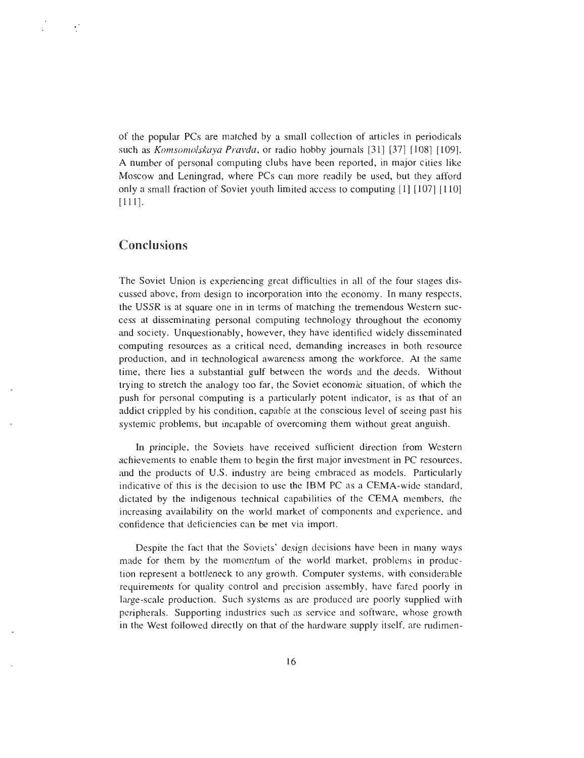of the popular PCs are matched by a small collection of articles in periodicals such as *Komsomolskaya Pravda*, or radio hobby journals [31] [37] [108] [109]. A number of personal computing clubs have been reported, in major cities like Moscow and Leningrad, where PCs can more readily be used, but they afford only a small fraction of Soviet youth limited access to computing [1] [107] [110] [111].

## Conclusions

The Soviet Union is experiencing great difficulties in all of the four stages discussed above, from design to incorporation into the economy. In many respects, the USSR is at square one in in terms of matching the tremendous Western success at disseminating personal computing technology throughout the economy and society. Unquestionably, however, they have identified widely disseminated computing resources as a critical need, demanding increases in both resource production, and in technological awareness among the workforce. At the same time, there lies a substantial gulf between the words and the deeds. Without trying to stretch the analogy too far, the Soviet economic situation, of which the push for personal computing is a particularly potent indicator, is as that of an addict crippled by his condition, capable at the conscious level of seeing past his systemic problems, but incapable of overcoming them without great anguish.

In principle, the Soviets have received sufficient direction from Western achievements to enable them to begin the first major investment in PC resources, and the products of U.S. industry are being embraced as models. Particularly indicative of this is the decision to use the IBM PC as a CEMA-wide standard, dictated by the indigenous technical capabilities of the CEMA members, the increasing availability on the world market of components and experience, and confidence that deficiencies can be met via import.

Despite the fact that the Soviets' design decisions have been in many ways made for them by the momentum of the world market, problems in production represent a bottleneck to any growth. Computer systems, with considerable requirements for quality control and precision assembly, have fared poorly in large-scale production. Such systems as are produced are poorly supplied with peripherals. Supporting industries such as service and software, whose growth in the West followed directly on that of the hardware supply itself, are rudimen-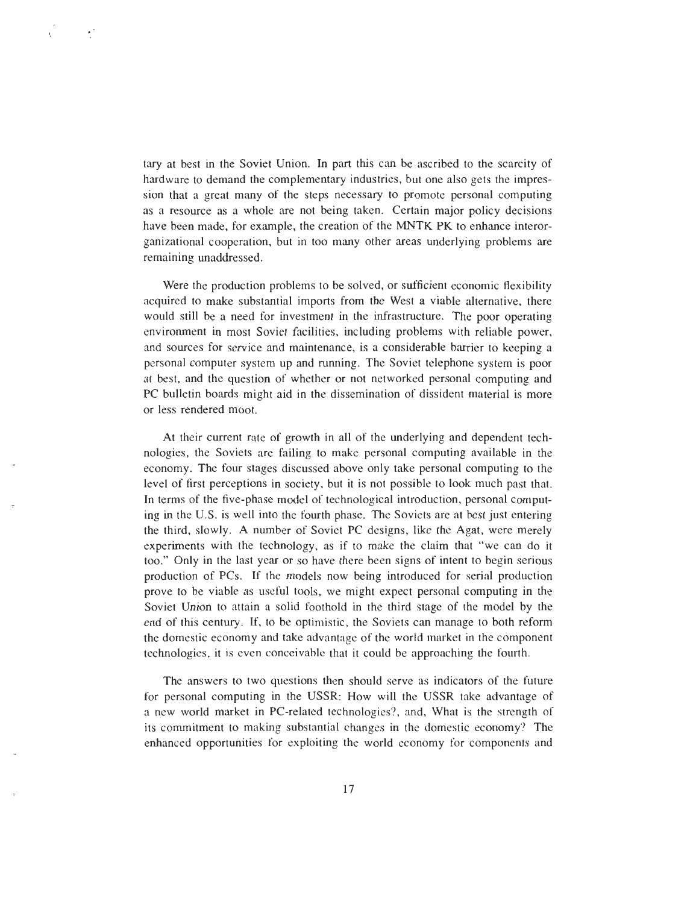tary at best in the Soviet Union. In part this can be ascribed to the scarcity of hardware to demand the complementary industries, but one also gets the impression that a great many of the steps necessary to promote personal computing as a resource as a whole are not being taken. Certain major policy decisions have been made, for example, the creation of the MNTK PK to enhance interorganizational cooperation, but in too many other areas underlying problems are remaining unaddressed.

Were the production problems to be solved, or sufficient economic flexibility acquired to make substantial imports from the West a viable alternative, there would still be a need for investment in the infrastructure. The poor operating environment in most Soviet facilities, including problems with reliable power, and sources for service and maintenance, is a considerable barrier to keeping a personal computer system up and running. The Soviet telephone system is poor at best, and the question of whether or not networked personal computing and PC bulletin boards might aid in the dissemination of dissident material is more or less rendered moot.

At their current rate of growth in all of the underlying and dependent technologies, the Soviets are failing to make personal computing available in the economy. The four stages discussed above only take personal computing to the level of first perceptions in society, but it is not possible to look much past that. In terms of the five-phase model of technological introduction, personal computing in the U.S. is well into the fourth phase. The Soviets are at best just entering the third, slowly. A number of Soviet PC designs, like the Agat, were merely experiments with the technology, as if to make the claim that "we can do it too." Only in the last year or so have there been signs of intent to begin serious production of PCs. If the models now being introduced for serial production prove to be viable as useful tools, we might expect personal computing in the Soviet Union to attain a solid foothold in the third stage of the model by the end of this century. If, to be optimistic, the Soviets can manage to both reform the domestic economy and take advantage of the world market in the component technologies, it is even conceivable that it could be approaching the fourth.

The answers to two questions then should serve as indicators of the future for personal computing in the USSR: How will the USSR take advantage of a new world market in PC-related technologies?, and, What is the strength of its commitment to making substantial changes in the domestic economy? The enhanced opportunities for exploiting the world economy for components and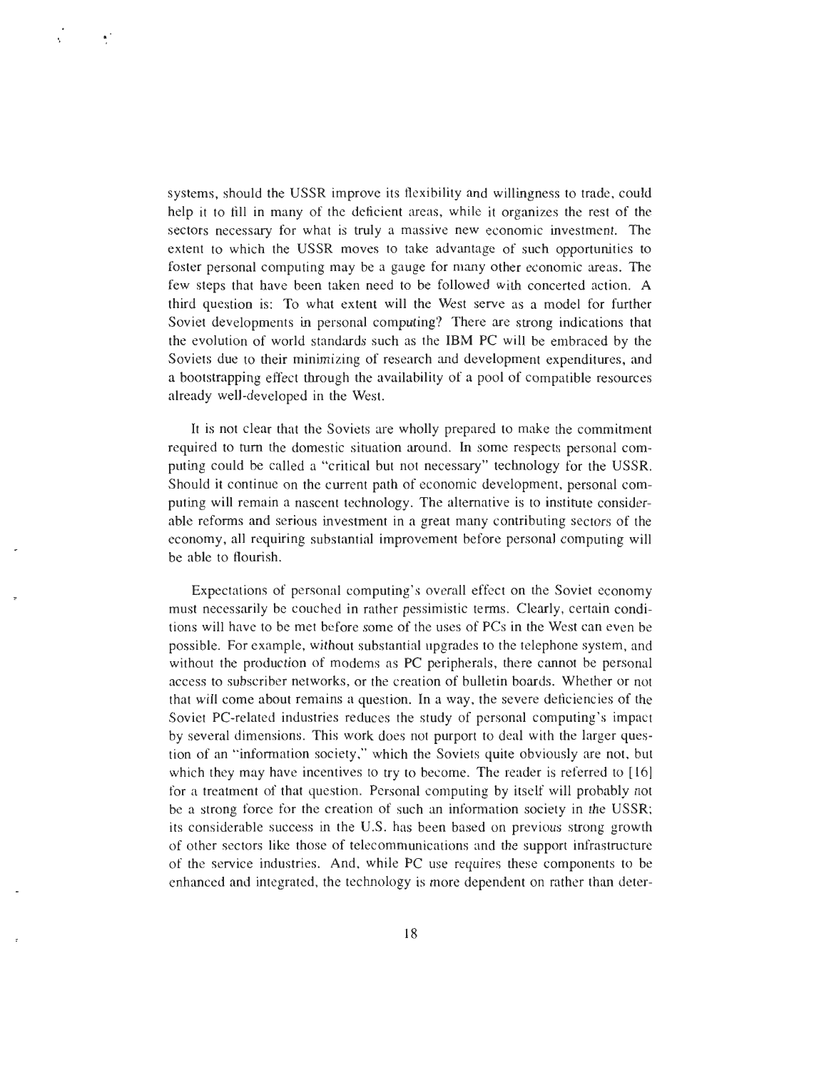systems, should the USSR improve its flexibility and willingness to trade, could help it to fill in many of the deficient areas, while it organizes the rest of the sectors necessary for what is truly a massive new economic investment. The extent to which the USSR moves to take advantage of such opportunities to foster personal computing may be a gauge for many other economic areas. The few steps that have been taken need to be followed with concerted action. A third question is: To what extent will the West serve as a model for further Soviet developments in personal computing? There are strong indications that the evolution of world standards such as the IBM PC will be embraced by the Soviets due to their minimizing of research and development expenditures, and a bootstrapping effect through the availability of a pool of compatible resources already well-developed in the West.

It is not clear that the Soviets are wholly prepared to make the commitment required to turn the domestic situation around. In some respects personal computing could be called a "critical but not necessary" technology for the USSR. Should it continue on the current path of economic development, personal computing will remain a nascent technology. The alternative is to institute considerable reforms and serious investment in a great many contributing sectors of the economy, all requiring substantial improvement before personal computing will be able to flourish.

Expectations of personal computing's overall effect on the Soviet economy must necessarily be couched in rather pessimistic terms. Clearly, certain conditions will have to be met before some of the uses of PCs in the West can even be possible. For example, without substantial upgrades to the telephone system, and without the production of modems as PC peripherals, there cannot be personal access to subscriber networks, or the creation of bulletin boards. Whether or not that will come about remains a question. In a way, the severe deficiencies of the Soviet PC-related industries reduces the study of personal computing's impact by several dimensions. This work does not purport to deal with the larger question of an "information society," which the Soviets quite obviously are not, but which they may have incentives to try to become. The reader is referred to [16] for a treatment of that question. Personal computing by itself will probably not be a strong force for the creation of such an information society in the USSR; its considerable success in the U.S. has been based on previous strong growth of other sectors like those of telecommunications and the support infrastructure of the service industries. And, while PC use requires these components to be enhanced and integrated, the technology is more dependent on rather than deter-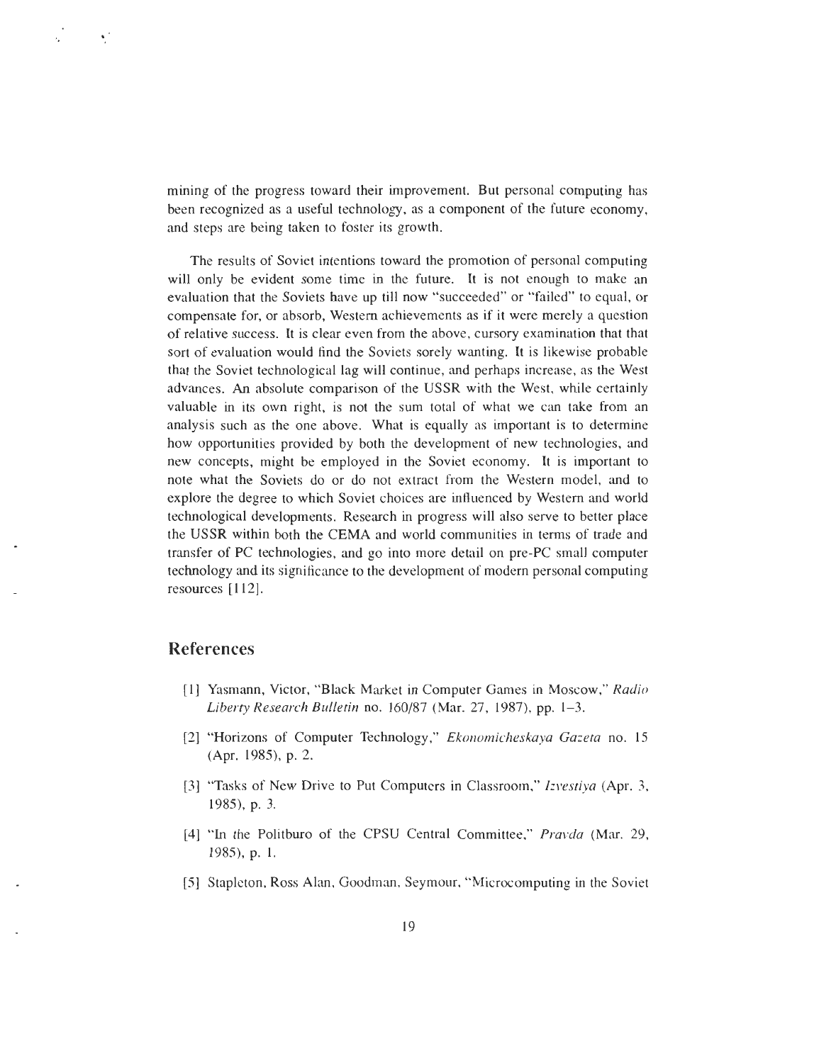mining of the progress toward their improvement. But personal computing has been recognized as a useful technology, as a component of the future economy, and steps are being taken to foster its growth.

The results of Soviet intentions toward the promotion of personal computing will only be evident some time in the future. It is not enough to make an evaluation that the Soviets have up till now "succeeded" or "failed" to equal, or compensate for, or absorb, Western achievements as if it were merely a question of relative success. It is clear even from the above, cursory examination that that sort of evaluation would find the Soviets sorely wanting. It is likewise probable that the Soviet technological lag will continue, and perhaps increase, as the West advances. An absolute comparison of the USSR with the West, while certainly valuable in its own right, is not the sum total of what we can take from an analysis such as the one above. What is equally as important is to determine how opportunities provided by both the development of new technologies, and new concepts, might be employed in the Soviet economy. It is important to note what the Soviets do or do not extract from the Western model, and to explore the degree to which Soviet choices are influenced by Western and world technological developments. Research in progress will also serve to better place the USSR within both the CEMA and world communities in terms of trade and transfer of PC technologies, and go into more detail on pre-PC small computer technology and its significance to the development of modern personal computing resources [112].

## References

[1] Yasmann, Victor, "Black Market in Computer Games in Moscow," *Radio Liberty Research Bulletin* no. 160/87 (Mar. 27, 1987), pp. 1–3.

[2] "Horizons of Computer Technology," *Ekonomicheskaya Gazeta* no. 15 (Apr. 1985), p. 2.

[3] "Tasks of New Drive to Put Computers in Classroom," *Izvestiya* (Apr. 3, 1985), p. 3.

[4] "In the Politburo of the CPSU Central Committee," *Pravda* (Mar. 29, 1985), p. 1.

[5] Stapleton, Ross Alan, Goodman, Seymour, "Microcomputing in the Soviet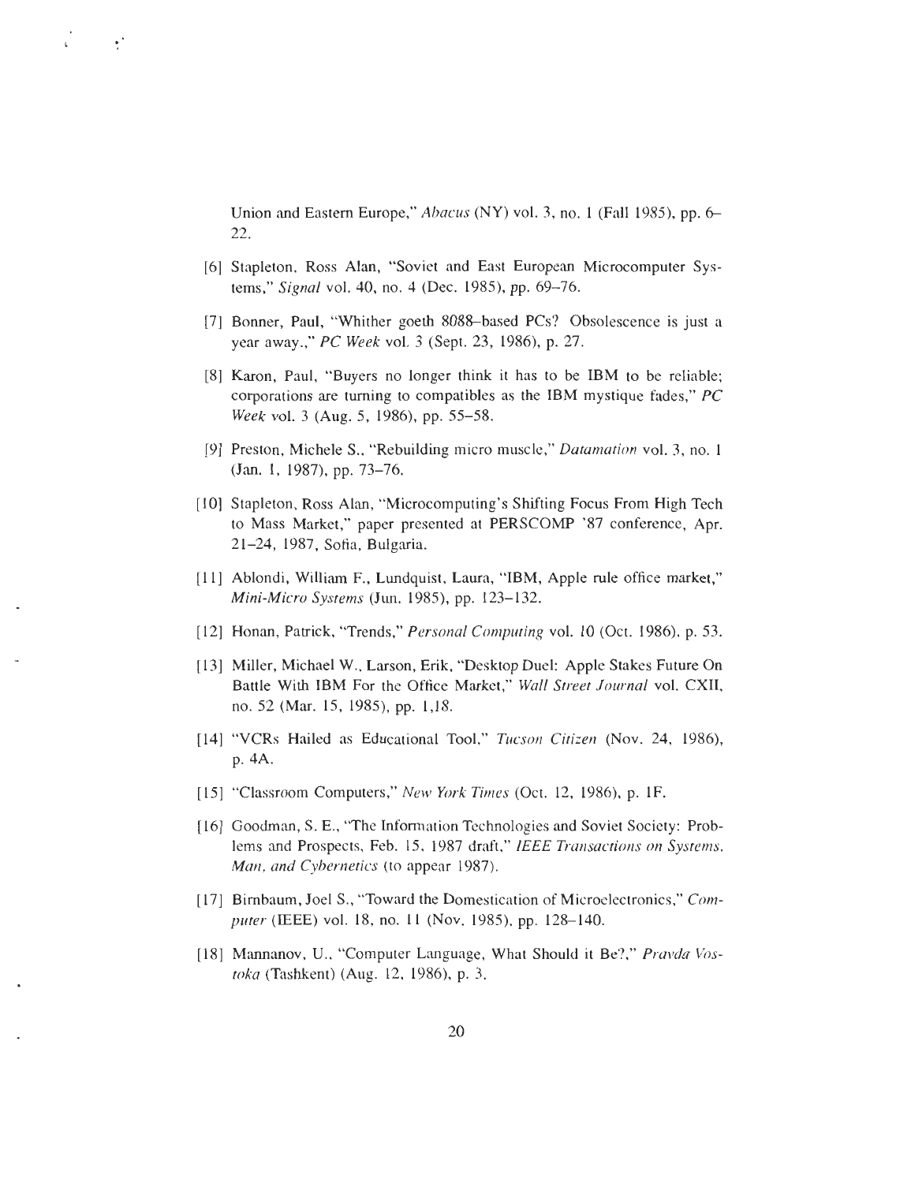Union and Eastern Europe," *Abacus* (NY) vol. 3, no. 1 (Fall 1985), pp. 6–22.

[6] Stapleton, Ross Alan, "Soviet and East European Microcomputer Systems," *Signal* vol. 40, no. 4 (Dec. 1985), pp. 69–76.

[7] Bonner, Paul, "Whither goeth 8088–based PCs? Obsolescence is just a year away.," *PC Week* vol. 3 (Sept. 23, 1986), p. 27.

[8] Karon, Paul, "Buyers no longer think it has to be IBM to be reliable; corporations are turning to compatibles as the IBM mystique fades," *PC Week* vol. 3 (Aug. 5, 1986), pp. 55–58.

[9] Preston, Michele S., "Rebuilding micro muscle," *Datamation* vol. 3, no. 1 (Jan. 1, 1987), pp. 73–76.

[10] Stapleton, Ross Alan, "Microcomputing's Shifting Focus From High Tech to Mass Market," paper presented at PERSCOMP '87 conference, Apr. 21–24, 1987, Sofia, Bulgaria.

[11] Ablondi, William F., Lundquist, Laura, "IBM, Apple rule office market," *Mini-Micro Systems* (Jun. 1985), pp. 123–132.

[12] Honan, Patrick, "Trends," *Personal Computing* vol. 10 (Oct. 1986), p. 53.

[13] Miller, Michael W., Larson, Erik, "Desktop Duel: Apple Stakes Future On Battle With IBM For the Office Market," *Wall Street Journal* vol. CXII, no. 52 (Mar. 15, 1985), pp. 1,18.

[14] "VCRs Hailed as Educational Tool," *Tucson Citizen* (Nov. 24, 1986), p. 4A.

[15] "Classroom Computers," *New York Times* (Oct. 12, 1986), p. 1F.

[16] Goodman, S. E., "The Information Technologies and Soviet Society: Problems and Prospects, Feb. 15, 1987 draft," *IEEE Transactions on Systems, Man, and Cybernetics* (to appear 1987).

[17] Birnbaum, Joel S., "Toward the Domestication of Microelectronics," *Computer* (IEEE) vol. 18, no. 11 (Nov. 1985), pp. 128–140.

[18] Mannanov, U., "Computer Language, What Should it Be?," *Pravda Vostoka* (Tashkent) (Aug. 12, 1986), p. 3.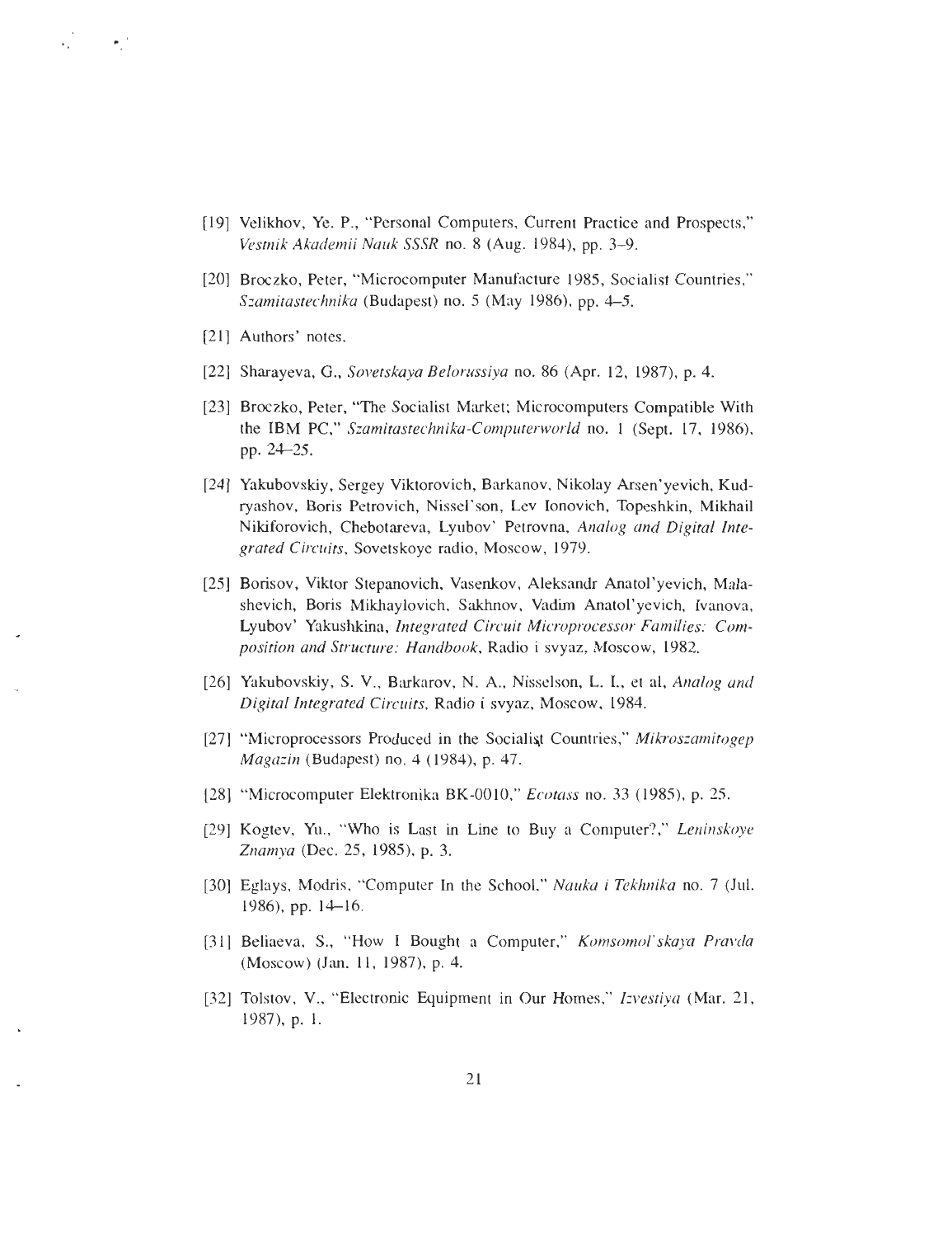[19] Velikhov, Ye. P., "Personal Computers, Current Practice and Prospects," *Vestnik Akademii Nauk SSSR* no. 8 (Aug. 1984), pp. 3–9.

[20] Broczko, Peter, "Microcomputer Manufacture 1985, Socialist Countries," *Szamitastechnika* (Budapest) no. 5 (May 1986), pp. 4–5.

[21] Authors' notes.

[22] Sharayeva, G., *Sovetskaya Belorussiya* no. 86 (Apr. 12, 1987), p. 4.

[23] Broczko, Peter, "The Socialist Market; Microcomputers Compatible With the IBM PC," *Szamitastechnika-Computerworld* no. 1 (Sept. 17, 1986), pp. 24–25.

[24] Yakubovskiy, Sergey Viktorovich, Barkanov, Nikolay Arsen'yevich, Kudryashov, Boris Petrovich, Nissel'son, Lev Ionovich, Topeshkin, Mikhail Nikiforovich, Chebotareva, Lyubov' Petrovna, *Analog and Digital Integrated Circuits*, Sovetskoye radio, Moscow, 1979.

[25] Borisov, Viktor Stepanovich, Vasenkov, Aleksandr Anatol'yevich, Malashevich, Boris Mikhaylovich, Sakhnov, Vadim Anatol'yevich, Ivanova, Lyubov' Yakushkina, *Integrated Circuit Microprocessor Families: Composition and Structure: Handbook*, Radio i svyaz, Moscow, 1982.

[26] Yakubovskiy, S. V., Barkarov, N. A., Nisselson, L. I., et al, *Analog and Digital Integrated Circuits*, Radio i svyaz, Moscow, 1984.

[27] "Microprocessors Produced in the Socialist Countries," *Mikroszamitogep Magazin* (Budapest) no. 4 (1984), p. 47.

[28] "Microcomputer Elektronika BK-0010," *Ecotass* no. 33 (1985), p. 25.

[29] Kogtev, Yu., "Who is Last in Line to Buy a Computer?," *Leninskoye Znamya* (Dec. 25, 1985), p. 3.

[30] Eglays, Modris, "Computer In the School," *Nauka i Tekhnika* no. 7 (Jul. 1986), pp. 14–16.

[31] Beliaeva, S., "How I Bought a Computer," *Komsomol'skaya Pravda* (Moscow) (Jan. 11, 1987), p. 4.

[32] Tolstov, V., "Electronic Equipment in Our Homes," *Izvestiya* (Mar. 21, 1987), p. 1.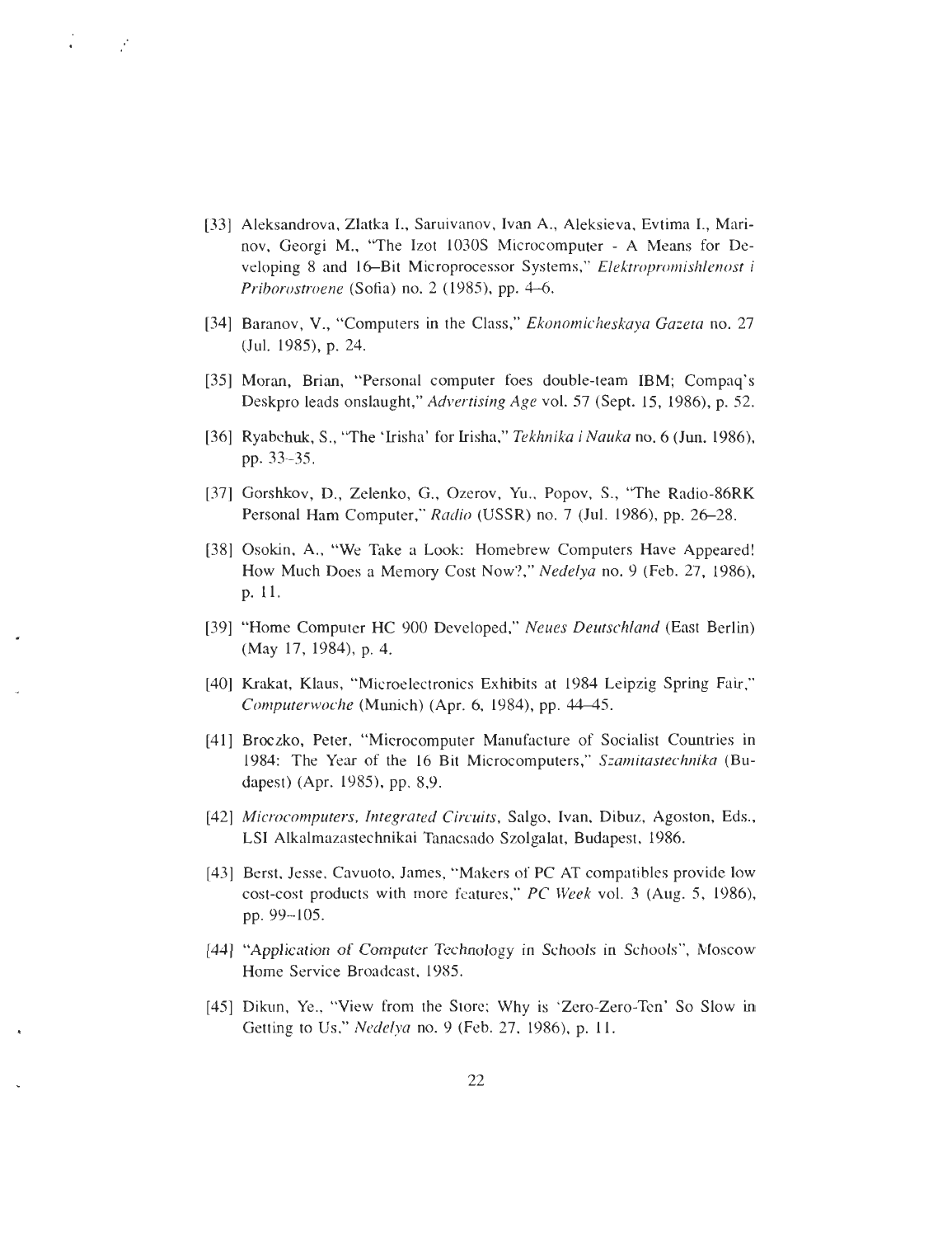[33] Aleksandrova, Zlatka I., Saruivanov, Ivan A., Aleksieva, Evtima I., Marinov, Georgi M., "The Izot 1030S Microcomputer - A Means for Developing 8 and 16–Bit Microprocessor Systems," *Elektropromishlenost i Priborostroene* (Sofia) no. 2 (1985), pp. 4–6.

[34] Baranov, V., "Computers in the Class," *Ekonomicheskaya Gazeta* no. 27 (Jul. 1985), p. 24.

[35] Moran, Brian, "Personal computer foes double-team IBM; Compaq's Deskpro leads onslaught," *Advertising Age* vol. 57 (Sept. 15, 1986), p. 52.

[36] Ryabchuk, S., "The 'Irisha' for Irisha," *Tekhnika i Nauka* no. 6 (Jun. 1986), pp. 33–35.

[37] Gorshkov, D., Zelenko, G., Ozerov, Yu., Popov, S., "The Radio-86RK Personal Ham Computer," *Radio* (USSR) no. 7 (Jul. 1986), pp. 26–28.

[38] Osokin, A., "We Take a Look: Homebrew Computers Have Appeared! How Much Does a Memory Cost Now?," *Nedelya* no. 9 (Feb. 27, 1986), p. 11.

[39] "Home Computer HC 900 Developed," *Neues Deutschland* (East Berlin) (May 17, 1984), p. 4.

[40] Krakat, Klaus, "Microelectronics Exhibits at 1984 Leipzig Spring Fair," *Computerwoche* (Munich) (Apr. 6, 1984), pp. 44–45.

[41] Broczko, Peter, "Microcomputer Manufacture of Socialist Countries in 1984: The Year of the 16 Bit Microcomputers," *Szamitastechnika* (Budapest) (Apr. 1985), pp. 8,9.

[42] *Microcomputers, Integrated Circuits*, Salgo, Ivan, Dibuz, Agoston, Eds., LSI Alkalmazastechnikai Tanacsado Szolgalat, Budapest, 1986.

[43] Berst, Jesse, Cavuoto, James, "Makers of PC AT compatibles provide low cost-cost products with more features," *PC Week* vol. 3 (Aug. 5, 1986), pp. 99–105.

[44] "Application of Computer Technology in Schools in Schools", Moscow Home Service Broadcast, 1985.

[45] Dikun, Ye., "View from the Store; Why is 'Zero-Zero-Ten' So Slow in Getting to Us," *Nedelya* no. 9 (Feb. 27, 1986), p. 11.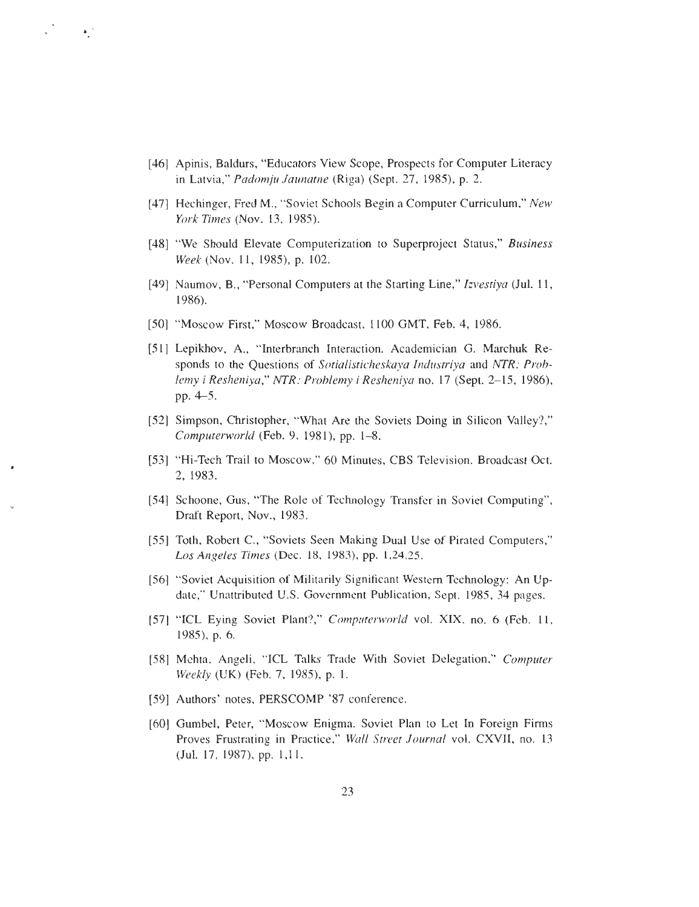[46] Apinis, Baldurs, "Educators View Scope, Prospects for Computer Literacy in Latvia," *Padomju Jaunatne* (Riga) (Sept. 27, 1985), p. 2.

[47] Hechinger, Fred M., "Soviet Schools Begin a Computer Curriculum," *New York Times* (Nov. 13, 1985).

[48] "We Should Elevate Computerization to Superproject Status," *Business Week* (Nov. 11, 1985), p. 102.

[49] Naumov, B., "Personal Computers at the Starting Line," *Izvestiya* (Jul. 11, 1986).

[50] "Moscow First," Moscow Broadcast, 1100 GMT, Feb. 4, 1986.

[51] Lepikhov, A., "Interbranch Interaction. Academician G. Marchuk Responds to the Questions of *Sotialisticheskaya Industriya* and *NTR: Problemy i Resheniya*," *NTR: Problemy i Resheniya* no. 17 (Sept. 2–15, 1986), pp. 4–5.

[52] Simpson, Christopher, "What Are the Soviets Doing in Silicon Valley?," *Computerworld* (Feb. 9, 1981), pp. 1–8.

[53] "Hi-Tech Trail to Moscow," 60 Minutes, CBS Television. Broadcast Oct. 2, 1983.

[54] Schoone, Gus, "The Role of Technology Transfer in Soviet Computing", Draft Report, Nov., 1983.

[55] Toth, Robert C., "Soviets Seen Making Dual Use of Pirated Computers," *Los Angeles Times* (Dec. 18, 1983), pp. 1,24,25.

[56] "Soviet Acquisition of Militarily Significant Western Technology: An Update," Unattributed U.S. Government Publication, Sept. 1985, 34 pages.

[57] "ICL Eying Soviet Plant?," *Computerworld* vol. XIX, no. 6 (Feb. 11, 1985), p. 6.

[58] Mehta, Angeli, "ICL Talks Trade With Soviet Delegation," *Computer Weekly* (UK) (Feb. 7, 1985), p. 1.

[59] Authors' notes, PERSCOMP '87 conference.

[60] Gumbel, Peter, "Moscow Enigma. Soviet Plan to Let In Foreign Firms Proves Frustrating in Practice," *Wall Street Journal* vol. CXVII, no. 13 (Jul. 17, 1987), pp. 1,11.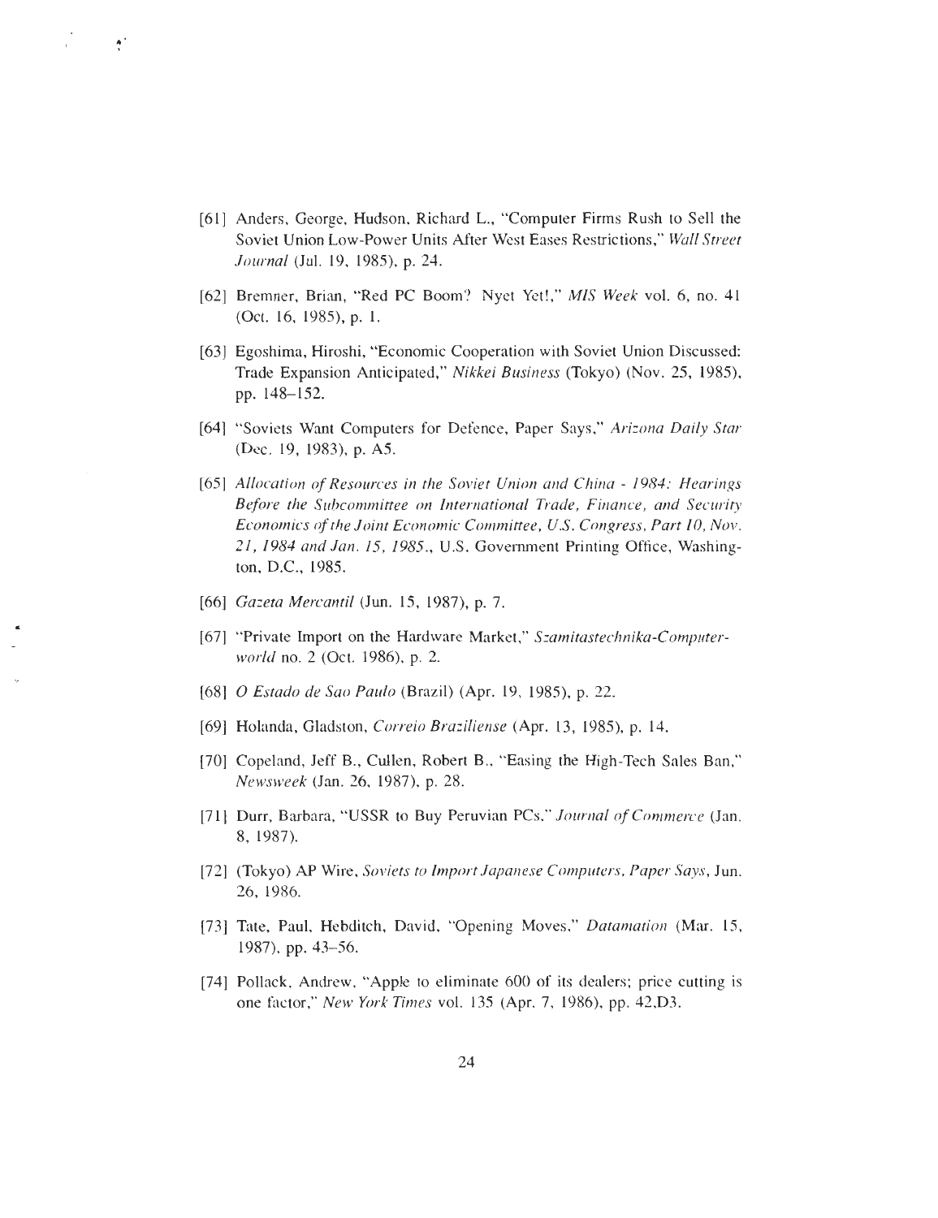[61] Anders, George, Hudson, Richard L., "Computer Firms Rush to Sell the Soviet Union Low-Power Units After West Eases Restrictions," *Wall Street Journal* (Jul. 19, 1985), p. 24.

[62] Bremner, Brian, "Red PC Boom? Nyet Yet!," *MIS Week* vol. 6, no. 41 (Oct. 16, 1985), p. 1.

[63] Egoshima, Hiroshi, "Economic Cooperation with Soviet Union Discussed: Trade Expansion Anticipated," *Nikkei Business* (Tokyo) (Nov. 25, 1985), pp. 148–152.

[64] "Soviets Want Computers for Defence, Paper Says," *Arizona Daily Star* (Dec. 19, 1983), p. A5.

[65] *Allocation of Resources in the Soviet Union and China - 1984: Hearings Before the Subcommittee on International Trade, Finance, and Security Economics of the Joint Economic Committee, U.S. Congress, Part 10, Nov. 21, 1984 and Jan. 15, 1985.*, U.S. Government Printing Office, Washington, D.C., 1985.

[66] *Gazeta Mercantil* (Jun. 15, 1987), p. 7.

[67] "Private Import on the Hardware Market," *Szamitastechnika-Computerworld* no. 2 (Oct. 1986), p. 2.

[68] *O Estado de Sao Paulo* (Brazil) (Apr. 19, 1985), p. 22.

[69] Holanda, Gladston, *Correio Braziliense* (Apr. 13, 1985), p. 14.

[70] Copeland, Jeff B., Cullen, Robert B., "Easing the High-Tech Sales Ban," *Newsweek* (Jan. 26, 1987), p. 28.

[71] Durr, Barbara, "USSR to Buy Peruvian PCs," *Journal of Commerce* (Jan. 8, 1987).

[72] (Tokyo) AP Wire, *Soviets to Import Japanese Computers, Paper Says*, Jun. 26, 1986.

[73] Tate, Paul, Hebditch, David, "Opening Moves," *Datamation* (Mar. 15, 1987), pp. 43–56.

[74] Pollack, Andrew, "Apple to eliminate 600 of its dealers; price cutting is one factor," *New York Times* vol. 135 (Apr. 7, 1986), pp. 42,D3.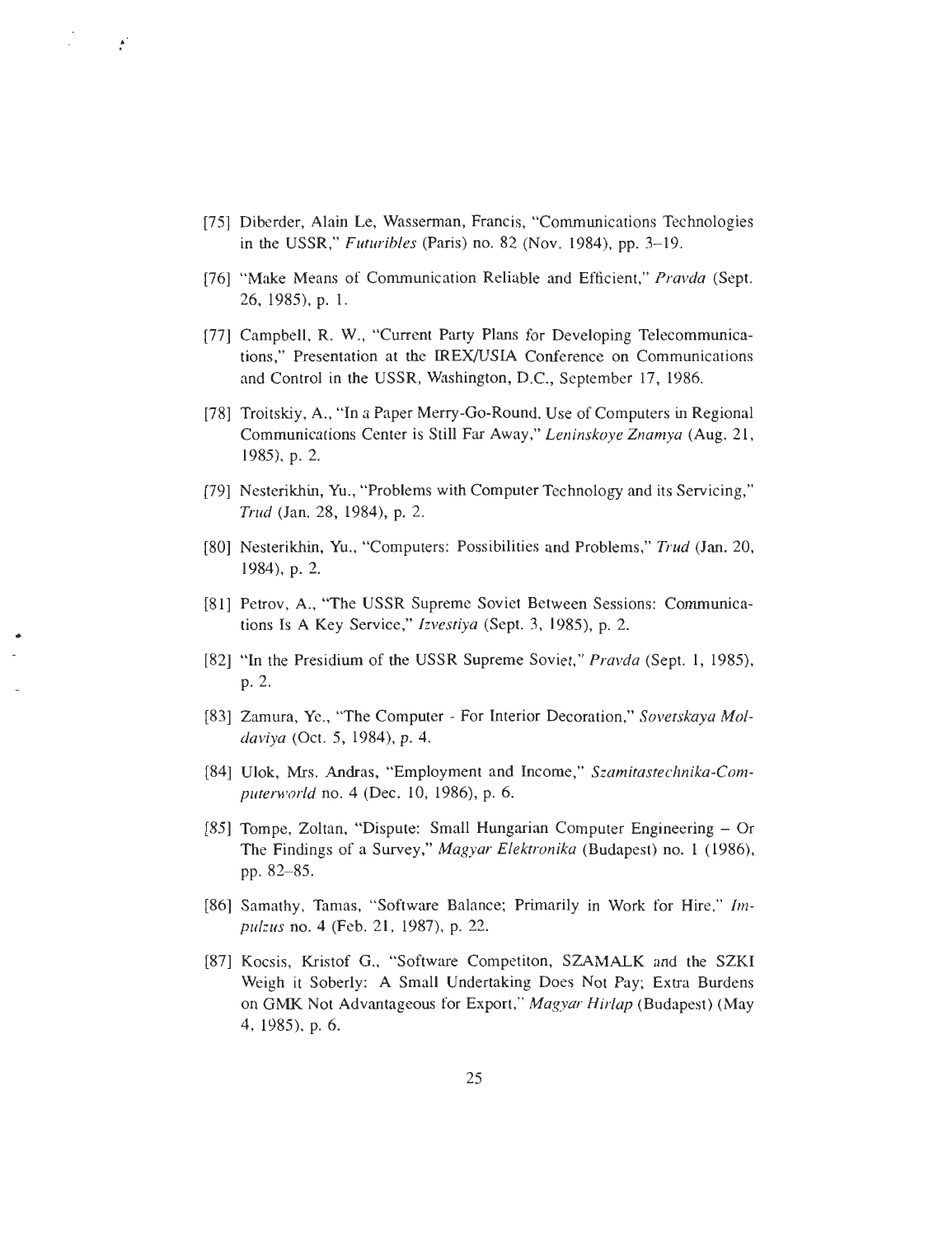[75] Diberder, Alain Le, Wasserman, Francis, "Communications Technologies in the USSR," *Futuribles* (Paris) no. 82 (Nov. 1984), pp. 3–19.

[76] "Make Means of Communication Reliable and Efficient," *Pravda* (Sept. 26, 1985), p. 1.

[77] Campbell, R. W., "Current Party Plans for Developing Telecommunications," Presentation at the IREX/USIA Conference on Communications and Control in the USSR, Washington, D.C., September 17, 1986.

[78] Troitskiy, A., "In a Paper Merry-Go-Round. Use of Computers in Regional Communications Center is Still Far Away," *Leninskoye Znamya* (Aug. 21, 1985), p. 2.

[79] Nesterikhin, Yu., "Problems with Computer Technology and its Servicing," *Trud* (Jan. 28, 1984), p. 2.

[80] Nesterikhin, Yu., "Computers: Possibilities and Problems," *Trud* (Jan. 20, 1984), p. 2.

[81] Petrov, A., "The USSR Supreme Soviet Between Sessions: Communications Is A Key Service," *Izvestiya* (Sept. 3, 1985), p. 2.

[82] "In the Presidium of the USSR Supreme Soviet," *Pravda* (Sept. 1, 1985), p. 2.

[83] Zamura, Ye., "The Computer - For Interior Decoration," *Sovetskaya Moldaviya* (Oct. 5, 1984), p. 4.

[84] Ulok, Mrs. Andras, "Employment and Income," *Szamitastechnika-Computerworld* no. 4 (Dec. 10, 1986), p. 6.

[85] Tompe, Zoltan, "Dispute: Small Hungarian Computer Engineering – Or The Findings of a Survey," *Magyar Elektronika* (Budapest) no. 1 (1986), pp. 82–85.

[86] Samathy, Tamas, "Software Balance; Primarily in Work for Hire," *Impulzus* no. 4 (Feb. 21, 1987), p. 22.

[87] Kocsis, Kristof G., "Software Competiton, SZAMALK and the SZKI Weigh it Soberly: A Small Undertaking Does Not Pay; Extra Burdens on GMK Not Advantageous for Export," *Magyar Hirlap* (Budapest) (May 4, 1985), p. 6.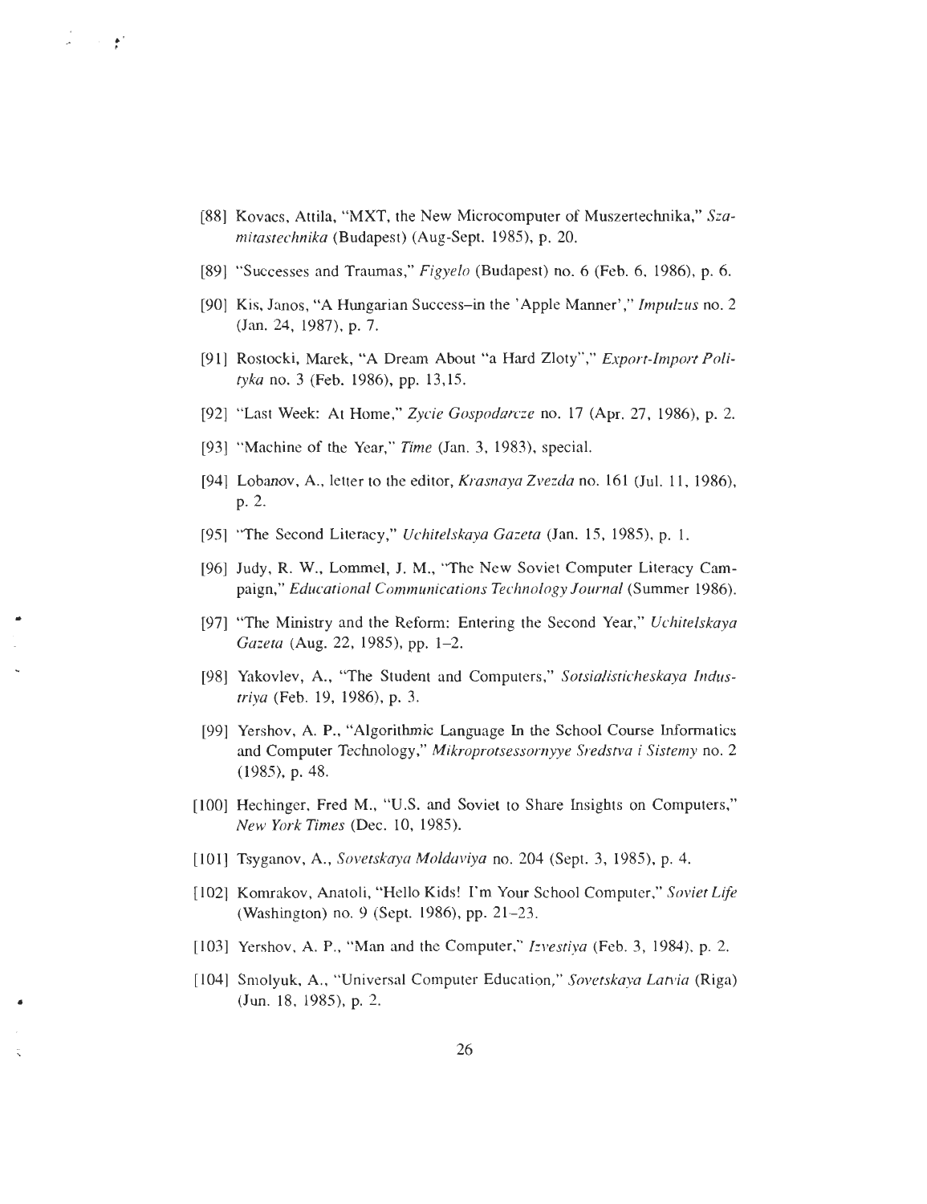[88] Kovacs, Attila, "MXT, the New Microcomputer of Muszertechnika," *Szamitastechnika* (Budapest) (Aug-Sept. 1985), p. 20.

[89] "Successes and Traumas," *Figyelo* (Budapest) no. 6 (Feb. 6, 1986), p. 6.

[90] Kis, Janos, "A Hungarian Success–in the 'Apple Manner'," *Impulzus* no. 2 (Jan. 24, 1987), p. 7.

[91] Rostocki, Marek, "A Dream About "a Hard Zloty"," *Export-Import Polityka* no. 3 (Feb. 1986), pp. 13,15.

[92] "Last Week: At Home," *Zycie Gospodarcze* no. 17 (Apr. 27, 1986), p. 2.

[93] "Machine of the Year," *Time* (Jan. 3, 1983), special.

[94] Lobanov, A., letter to the editor, *Krasnaya Zvezda* no. 161 (Jul. 11, 1986), p. 2.

[95] "The Second Literacy," *Uchitelskaya Gazeta* (Jan. 15, 1985), p. 1.

[96] Judy, R. W., Lommel, J. M., "The New Soviet Computer Literacy Campaign," *Educational Communications Technology Journal* (Summer 1986).

[97] "The Ministry and the Reform: Entering the Second Year," *Uchitelskaya Gazeta* (Aug. 22, 1985), pp. 1–2.

[98] Yakovlev, A., "The Student and Computers," *Sotsialisticheskaya Industriya* (Feb. 19, 1986), p. 3.

[99] Yershov, A. P., "Algorithmic Language In the School Course Informatics and Computer Technology," *Mikroprotsessornyye Sredstva i Sistemy* no. 2 (1985), p. 48.

[100] Hechinger, Fred M., "U.S. and Soviet to Share Insights on Computers," *New York Times* (Dec. 10, 1985).

[101] Tsyganov, A., *Sovetskaya Moldaviya* no. 204 (Sept. 3, 1985), p. 4.

[102] Komrakov, Anatoli, "Hello Kids! I'm Your School Computer," *Soviet Life* (Washington) no. 9 (Sept. 1986), pp. 21–23.

[103] Yershov, A. P., "Man and the Computer," *Izvestiya* (Feb. 3, 1984), p. 2.

[104] Smolyuk, A., "Universal Computer Education," *Sovetskaya Latvia* (Riga) (Jun. 18, 1985), p. 2.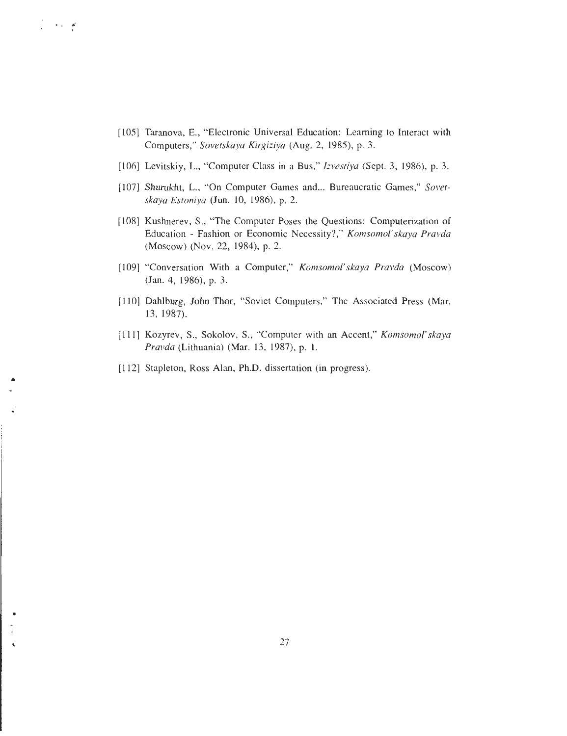[105] Taranova, E., "Electronic Universal Education: Learning to Interact with Computers," *Sovetskaya Kirgiziya* (Aug. 2, 1985), p. 3.

[106] Levitskiy, L., "Computer Class in a Bus," *Izvestiya* (Sept. 3, 1986), p. 3.

[107] Shurukht, L., "On Computer Games and... Bureaucratic Games," *Sovetskaya Estoniya* (Jun. 10, 1986), p. 2.

[108] Kushnerev, S., "The Computer Poses the Questions: Computerization of Education - Fashion or Economic Necessity?," *Komsomol'skaya Pravda* (Moscow) (Nov. 22, 1984), p. 2.

[109] "Conversation With a Computer," *Komsomol'skaya Pravda* (Moscow) (Jan. 4, 1986), p. 3.

[110] Dahlburg, John-Thor, "Soviet Computers," The Associated Press (Mar. 13, 1987).

[111] Kozyrev, S., Sokolov, S., "Computer with an Accent," *Komsomol'skaya Pravda* (Lithuania) (Mar. 13, 1987), p. 1.

[112] Stapleton, Ross Alan, Ph.D. dissertation (in progress).